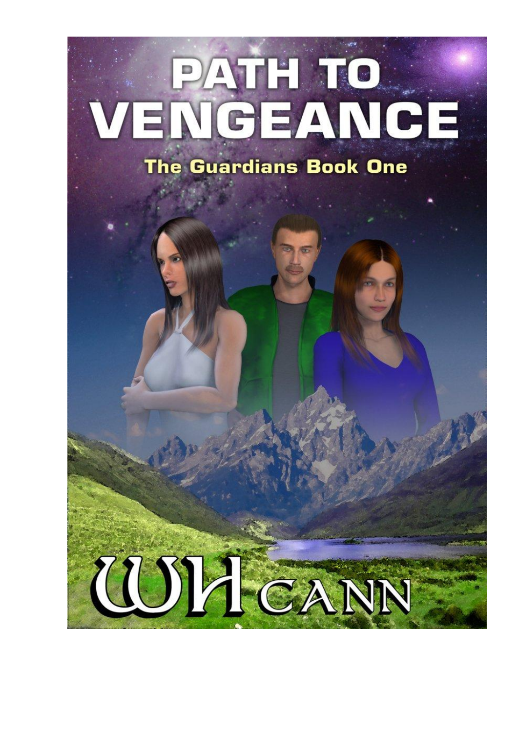# PATH TO VENGEANCE

## The Guardians Book One

WH CANN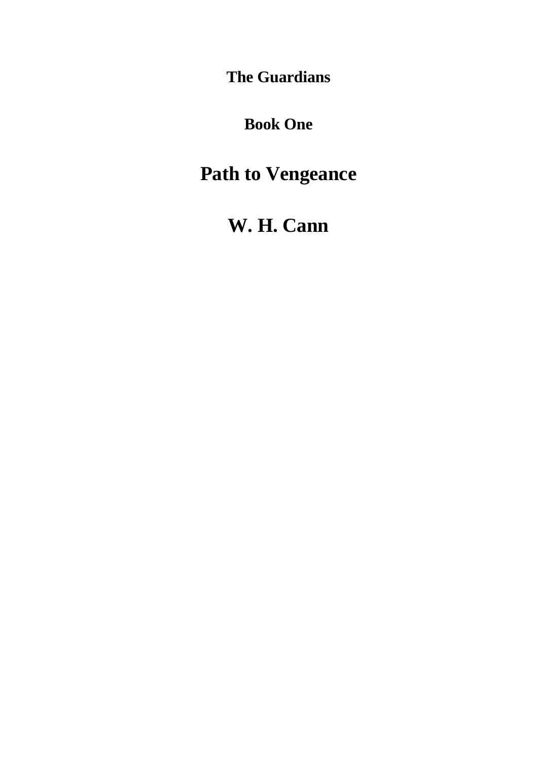**The Guardians**

**Book One**

# Path to Vengeance

# W. H. Cann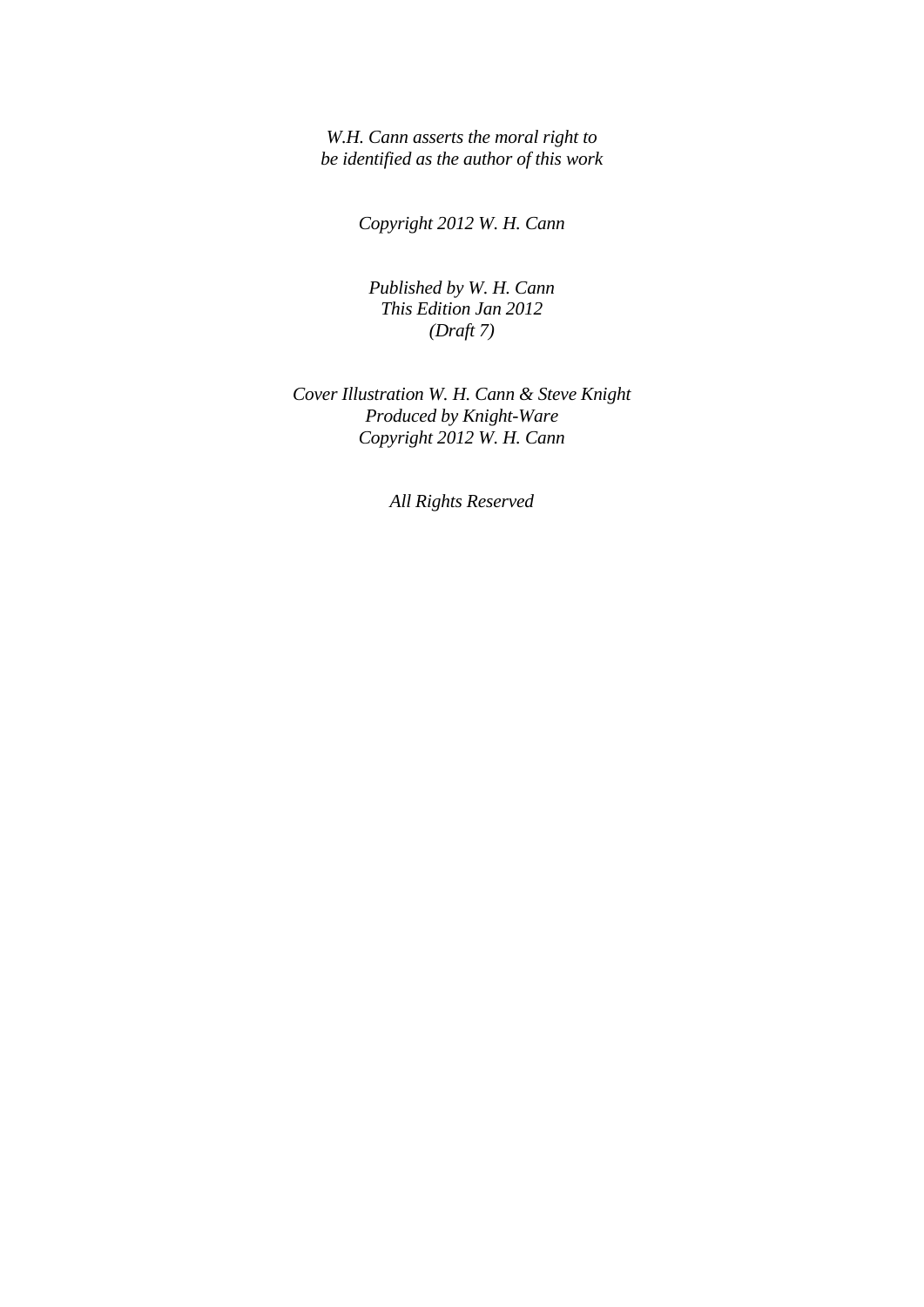*W.H. Cann asserts the moral right to*
*be identified as the author of this work*

*Copyright 2012 W. H. Cann*

*Published by W. H. Cann*
*This Edition Jan 2012*
*(Draft 7)*

*Cover Illustration W. H. Cann & Steve Knight*
*Produced by Knight-Ware*
*Copyright 2012 W. H. Cann*

*All Rights Reserved*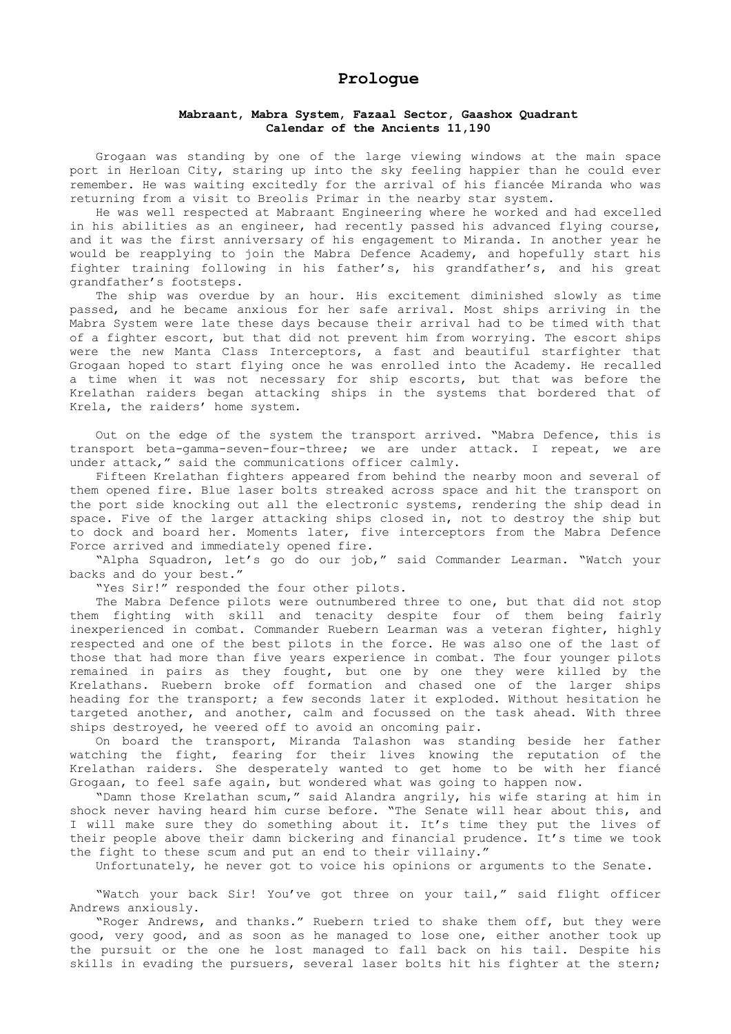# Prologue

**Mabraant, Mabra System, Fazaal Sector, Gaashox Quadrant**
**Calendar of the Ancients 11,190**

Grogaan was standing by one of the large viewing windows at the main space port in Herloan City, staring up into the sky feeling happier than he could ever remember. He was waiting excitedly for the arrival of his fiancée Miranda who was returning from a visit to Breolis Primar in the nearby star system.

He was well respected at Mabraant Engineering where he worked and had excelled in his abilities as an engineer, had recently passed his advanced flying course, and it was the first anniversary of his engagement to Miranda. In another year he would be reapplying to join the Mabra Defence Academy, and hopefully start his fighter training following in his father's, his grandfather's, and his great grandfather's footsteps.

The ship was overdue by an hour. His excitement diminished slowly as time passed, and he became anxious for her safe arrival. Most ships arriving in the Mabra System were late these days because their arrival had to be timed with that of a fighter escort, but that did not prevent him from worrying. The escort ships were the new Manta Class Interceptors, a fast and beautiful starfighter that Grogaan hoped to start flying once he was enrolled into the Academy. He recalled a time when it was not necessary for ship escorts, but that was before the Krelathan raiders began attacking ships in the systems that bordered that of Krela, the raiders' home system.

Out on the edge of the system the transport arrived. "Mabra Defence, this is transport beta-gamma-seven-four-three; we are under attack. I repeat, we are under attack," said the communications officer calmly.

Fifteen Krelathan fighters appeared from behind the nearby moon and several of them opened fire. Blue laser bolts streaked across space and hit the transport on the port side knocking out all the electronic systems, rendering the ship dead in space. Five of the larger attacking ships closed in, not to destroy the ship but to dock and board her. Moments later, five interceptors from the Mabra Defence Force arrived and immediately opened fire.

"Alpha Squadron, let's go do our job," said Commander Learman. "Watch your backs and do your best."

"Yes Sir!" responded the four other pilots.

The Mabra Defence pilots were outnumbered three to one, but that did not stop them fighting with skill and tenacity despite four of them being fairly inexperienced in combat. Commander Ruebern Learman was a veteran fighter, highly respected and one of the best pilots in the force. He was also one of the last of those that had more than five years experience in combat. The four younger pilots remained in pairs as they fought, but one by one they were killed by the Krelathans. Ruebern broke off formation and chased one of the larger ships heading for the transport; a few seconds later it exploded. Without hesitation he targeted another, and another, calm and focussed on the task ahead. With three ships destroyed, he veered off to avoid an oncoming pair.

On board the transport, Miranda Talashon was standing beside her father watching the fight, fearing for their lives knowing the reputation of the Krelathan raiders. She desperately wanted to get home to be with her fiancé Grogaan, to feel safe again, but wondered what was going to happen now.

"Damn those Krelathan scum," said Alandra angrily, his wife staring at him in shock never having heard him curse before. "The Senate will hear about this, and I will make sure they do something about it. It's time they put the lives of their people above their damn bickering and financial prudence. It's time we took the fight to these scum and put an end to their villainy."

Unfortunately, he never got to voice his opinions or arguments to the Senate.

"Watch your back Sir! You've got three on your tail," said flight officer Andrews anxiously.

"Roger Andrews, and thanks." Ruebern tried to shake them off, but they were good, very good, and as soon as he managed to lose one, either another took up the pursuit or the one he lost managed to fall back on his tail. Despite his skills in evading the pursuers, several laser bolts hit his fighter at the stern;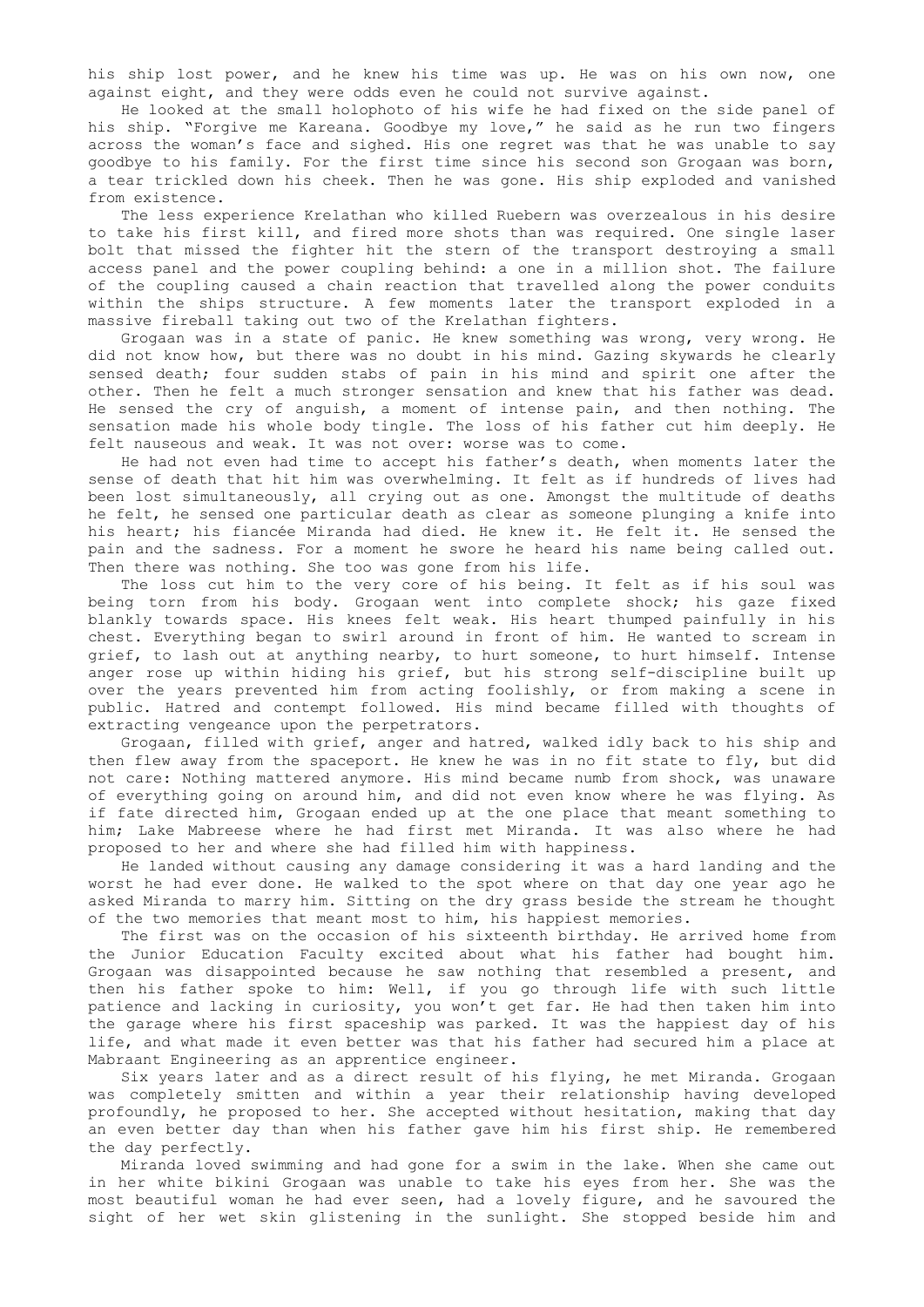his ship lost power, and he knew his time was up. He was on his own now, one against eight, and they were odds even he could not survive against.

He looked at the small holophoto of his wife he had fixed on the side panel of his ship. "Forgive me Kareana. Goodbye my love," he said as he run two fingers across the woman's face and sighed. His one regret was that he was unable to say goodbye to his family. For the first time since his second son Grogaan was born, a tear trickled down his cheek. Then he was gone. His ship exploded and vanished from existence.

The less experience Krelathan who killed Ruebern was overzealous in his desire to take his first kill, and fired more shots than was required. One single laser bolt that missed the fighter hit the stern of the transport destroying a small access panel and the power coupling behind: a one in a million shot. The failure of the coupling caused a chain reaction that travelled along the power conduits within the ships structure. A few moments later the transport exploded in a massive fireball taking out two of the Krelathan fighters.

Grogaan was in a state of panic. He knew something was wrong, very wrong. He did not know how, but there was no doubt in his mind. Gazing skywards he clearly sensed death; four sudden stabs of pain in his mind and spirit one after the other. Then he felt a much stronger sensation and knew that his father was dead. He sensed the cry of anguish, a moment of intense pain, and then nothing. The sensation made his whole body tingle. The loss of his father cut him deeply. He felt nauseous and weak. It was not over: worse was to come.

He had not even had time to accept his father's death, when moments later the sense of death that hit him was overwhelming. It felt as if hundreds of lives had been lost simultaneously, all crying out as one. Amongst the multitude of deaths he felt, he sensed one particular death as clear as someone plunging a knife into his heart; his fiancée Miranda had died. He knew it. He felt it. He sensed the pain and the sadness. For a moment he swore he heard his name being called out. Then there was nothing. She too was gone from his life.

The loss cut him to the very core of his being. It felt as if his soul was being torn from his body. Grogaan went into complete shock; his gaze fixed blankly towards space. His knees felt weak. His heart thumped painfully in his chest. Everything began to swirl around in front of him. He wanted to scream in grief, to lash out at anything nearby, to hurt someone, to hurt himself. Intense anger rose up within hiding his grief, but his strong self-discipline built up over the years prevented him from acting foolishly, or from making a scene in public. Hatred and contempt followed. His mind became filled with thoughts of extracting vengeance upon the perpetrators.

Grogaan, filled with grief, anger and hatred, walked idly back to his ship and then flew away from the spaceport. He knew he was in no fit state to fly, but did not care: Nothing mattered anymore. His mind became numb from shock, was unaware of everything going on around him, and did not even know where he was flying. As if fate directed him, Grogaan ended up at the one place that meant something to him; Lake Mabreese where he had first met Miranda. It was also where he had proposed to her and where she had filled him with happiness.

He landed without causing any damage considering it was a hard landing and the worst he had ever done. He walked to the spot where on that day one year ago he asked Miranda to marry him. Sitting on the dry grass beside the stream he thought of the two memories that meant most to him, his happiest memories.

The first was on the occasion of his sixteenth birthday. He arrived home from the Junior Education Faculty excited about what his father had bought him. Grogaan was disappointed because he saw nothing that resembled a present, and then his father spoke to him: Well, if you go through life with such little patience and lacking in curiosity, you won't get far. He had then taken him into the garage where his first spaceship was parked. It was the happiest day of his life, and what made it even better was that his father had secured him a place at Mabraant Engineering as an apprentice engineer.

Six years later and as a direct result of his flying, he met Miranda. Grogaan was completely smitten and within a year their relationship having developed profoundly, he proposed to her. She accepted without hesitation, making that day an even better day than when his father gave him his first ship. He remembered the day perfectly.

Miranda loved swimming and had gone for a swim in the lake. When she came out in her white bikini Grogaan was unable to take his eyes from her. She was the most beautiful woman he had ever seen, had a lovely figure, and he savoured the sight of her wet skin glistening in the sunlight. She stopped beside him and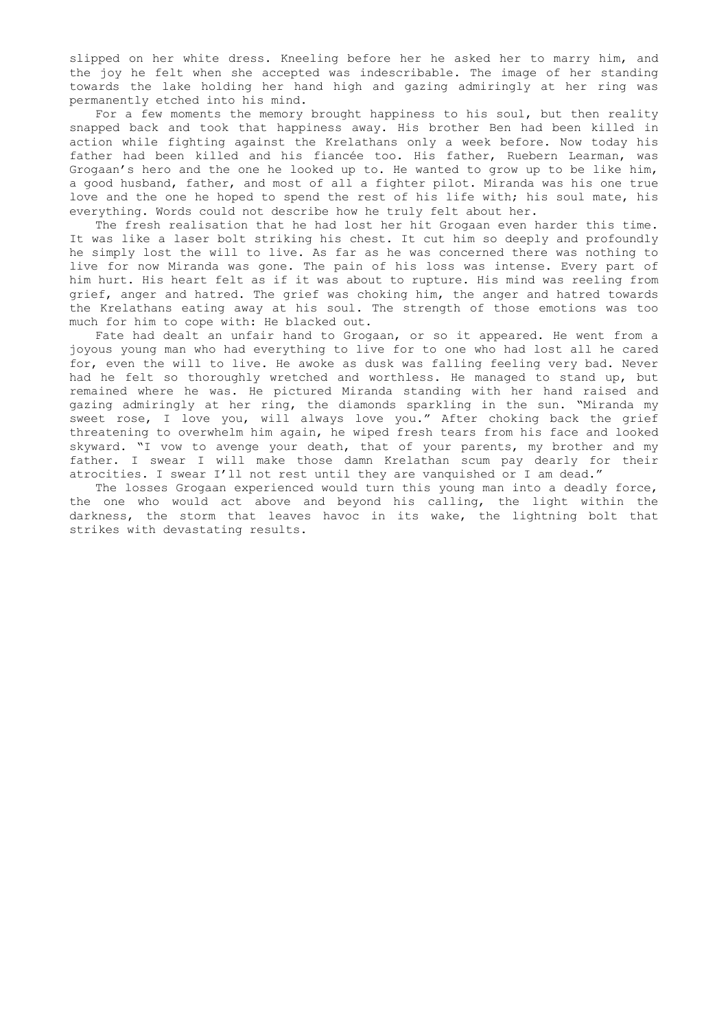slipped on her white dress. Kneeling before her he asked her to marry him, and the joy he felt when she accepted was indescribable. The image of her standing towards the lake holding her hand high and gazing admiringly at her ring was permanently etched into his mind.

For a few moments the memory brought happiness to his soul, but then reality snapped back and took that happiness away. His brother Ben had been killed in action while fighting against the Krelathans only a week before. Now today his father had been killed and his fiancée too. His father, Ruebern Learman, was Grogaan's hero and the one he looked up to. He wanted to grow up to be like him, a good husband, father, and most of all a fighter pilot. Miranda was his one true love and the one he hoped to spend the rest of his life with; his soul mate, his everything. Words could not describe how he truly felt about her.

The fresh realisation that he had lost her hit Grogaan even harder this time. It was like a laser bolt striking his chest. It cut him so deeply and profoundly he simply lost the will to live. As far as he was concerned there was nothing to live for now Miranda was gone. The pain of his loss was intense. Every part of him hurt. His heart felt as if it was about to rupture. His mind was reeling from grief, anger and hatred. The grief was choking him, the anger and hatred towards the Krelathans eating away at his soul. The strength of those emotions was too much for him to cope with: He blacked out.

Fate had dealt an unfair hand to Grogaan, or so it appeared. He went from a joyous young man who had everything to live for to one who had lost all he cared for, even the will to live. He awoke as dusk was falling feeling very bad. Never had he felt so thoroughly wretched and worthless. He managed to stand up, but remained where he was. He pictured Miranda standing with her hand raised and gazing admiringly at her ring, the diamonds sparkling in the sun. "Miranda my sweet rose, I love you, will always love you." After choking back the grief threatening to overwhelm him again, he wiped fresh tears from his face and looked skyward. "I vow to avenge your death, that of your parents, my brother and my father. I swear I will make those damn Krelathan scum pay dearly for their atrocities. I swear I'll not rest until they are vanquished or I am dead."

The losses Grogaan experienced would turn this young man into a deadly force, the one who would act above and beyond his calling, the light within the darkness, the storm that leaves havoc in its wake, the lightning bolt that strikes with devastating results.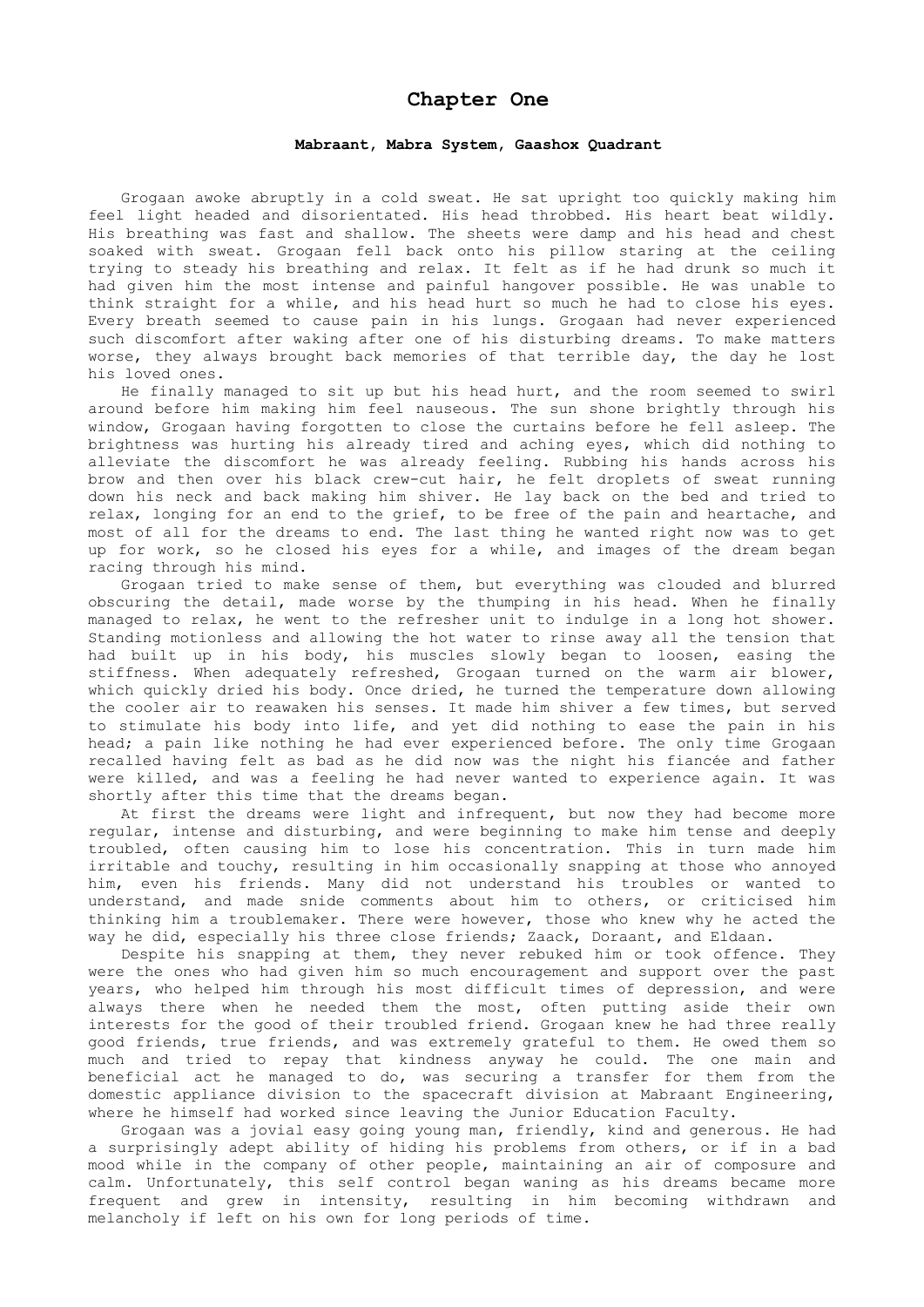# Chapter One

**Mabraant, Mabra System, Gaashox Quadrant**

Grogaan awoke abruptly in a cold sweat. He sat upright too quickly making him feel light headed and disorientated. His head throbbed. His heart beat wildly. His breathing was fast and shallow. The sheets were damp and his head and chest soaked with sweat. Grogaan fell back onto his pillow staring at the ceiling trying to steady his breathing and relax. It felt as if he had drunk so much it had given him the most intense and painful hangover possible. He was unable to think straight for a while, and his head hurt so much he had to close his eyes. Every breath seemed to cause pain in his lungs. Grogaan had never experienced such discomfort after waking after one of his disturbing dreams. To make matters worse, they always brought back memories of that terrible day, the day he lost his loved ones.

He finally managed to sit up but his head hurt, and the room seemed to swirl around before him making him feel nauseous. The sun shone brightly through his window, Grogaan having forgotten to close the curtains before he fell asleep. The brightness was hurting his already tired and aching eyes, which did nothing to alleviate the discomfort he was already feeling. Rubbing his hands across his brow and then over his black crew-cut hair, he felt droplets of sweat running down his neck and back making him shiver. He lay back on the bed and tried to relax, longing for an end to the grief, to be free of the pain and heartache, and most of all for the dreams to end. The last thing he wanted right now was to get up for work, so he closed his eyes for a while, and images of the dream began racing through his mind.

Grogaan tried to make sense of them, but everything was clouded and blurred obscuring the detail, made worse by the thumping in his head. When he finally managed to relax, he went to the refresher unit to indulge in a long hot shower. Standing motionless and allowing the hot water to rinse away all the tension that had built up in his body, his muscles slowly began to loosen, easing the stiffness. When adequately refreshed, Grogaan turned on the warm air blower, which quickly dried his body. Once dried, he turned the temperature down allowing the cooler air to reawaken his senses. It made him shiver a few times, but served to stimulate his body into life, and yet did nothing to ease the pain in his head; a pain like nothing he had ever experienced before. The only time Grogaan recalled having felt as bad as he did now was the night his fiancée and father were killed, and was a feeling he had never wanted to experience again. It was shortly after this time that the dreams began.

At first the dreams were light and infrequent, but now they had become more regular, intense and disturbing, and were beginning to make him tense and deeply troubled, often causing him to lose his concentration. This in turn made him irritable and touchy, resulting in him occasionally snapping at those who annoyed him, even his friends. Many did not understand his troubles or wanted to understand, and made snide comments about him to others, or criticised him thinking him a troublemaker. There were however, those who knew why he acted the way he did, especially his three close friends; Zaack, Doraant, and Eldaan.

Despite his snapping at them, they never rebuked him or took offence. They were the ones who had given him so much encouragement and support over the past years, who helped him through his most difficult times of depression, and were always there when he needed them the most, often putting aside their own interests for the good of their troubled friend. Grogaan knew he had three really good friends, true friends, and was extremely grateful to them. He owed them so much and tried to repay that kindness anyway he could. The one main and beneficial act he managed to do, was securing a transfer for them from the domestic appliance division to the spacecraft division at Mabraant Engineering, where he himself had worked since leaving the Junior Education Faculty.

Grogaan was a jovial easy going young man, friendly, kind and generous. He had a surprisingly adept ability of hiding his problems from others, or if in a bad mood while in the company of other people, maintaining an air of composure and calm. Unfortunately, this self control began waning as his dreams became more frequent and grew in intensity, resulting in him becoming withdrawn and melancholy if left on his own for long periods of time.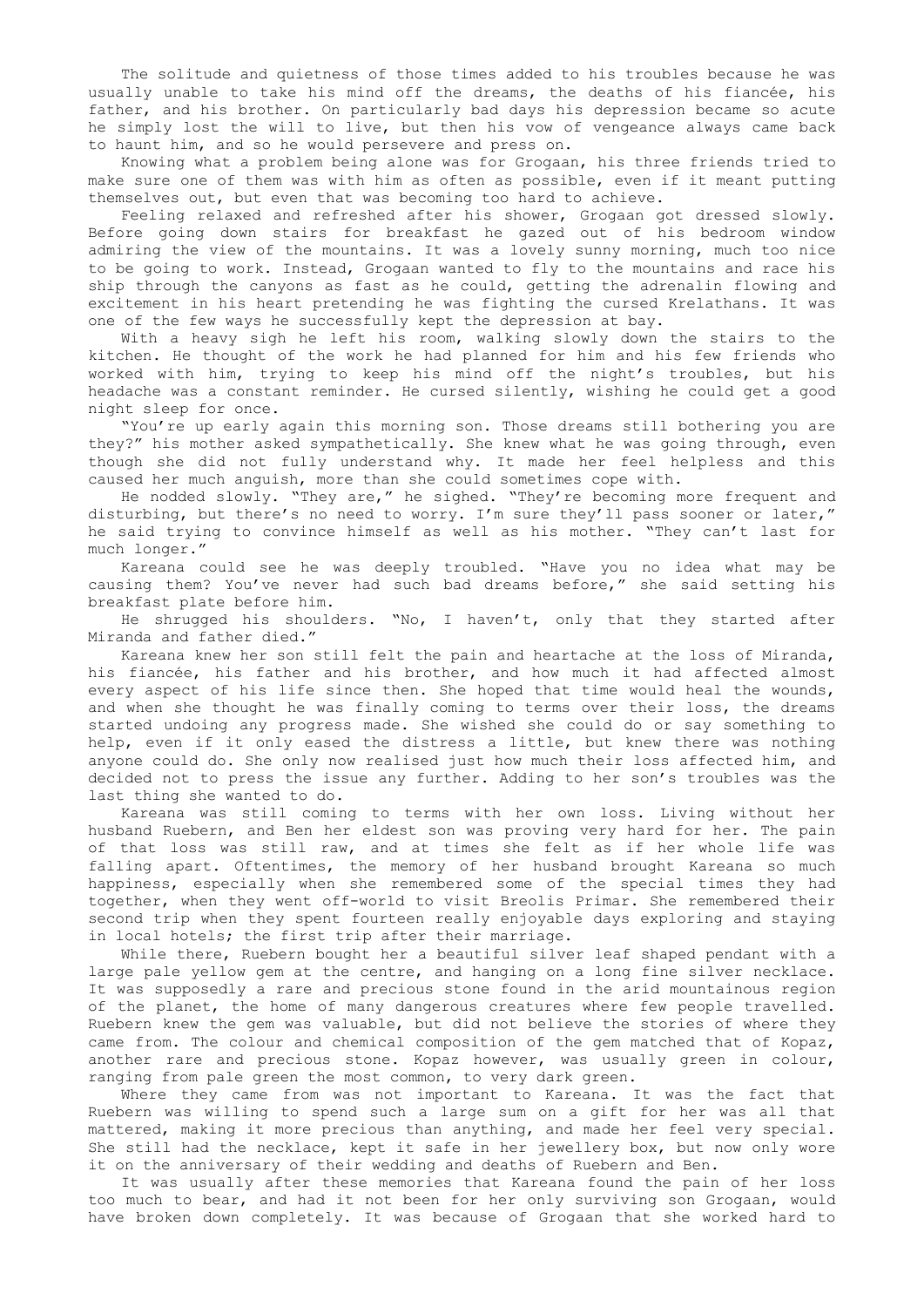The solitude and quietness of those times added to his troubles because he was usually unable to take his mind off the dreams, the deaths of his fiancée, his father, and his brother. On particularly bad days his depression became so acute he simply lost the will to live, but then his vow of vengeance always came back to haunt him, and so he would persevere and press on.

Knowing what a problem being alone was for Grogaan, his three friends tried to make sure one of them was with him as often as possible, even if it meant putting themselves out, but even that was becoming too hard to achieve.

Feeling relaxed and refreshed after his shower, Grogaan got dressed slowly. Before going down stairs for breakfast he gazed out of his bedroom window admiring the view of the mountains. It was a lovely sunny morning, much too nice to be going to work. Instead, Grogaan wanted to fly to the mountains and race his ship through the canyons as fast as he could, getting the adrenalin flowing and excitement in his heart pretending he was fighting the cursed Krelathans. It was one of the few ways he successfully kept the depression at bay.

With a heavy sigh he left his room, walking slowly down the stairs to the kitchen. He thought of the work he had planned for him and his few friends who worked with him, trying to keep his mind off the night's troubles, but his headache was a constant reminder. He cursed silently, wishing he could get a good night sleep for once.

"You're up early again this morning son. Those dreams still bothering you are they?" his mother asked sympathetically. She knew what he was going through, even though she did not fully understand why. It made her feel helpless and this caused her much anguish, more than she could sometimes cope with.

He nodded slowly. "They are," he sighed. "They're becoming more frequent and disturbing, but there's no need to worry. I'm sure they'll pass sooner or later," he said trying to convince himself as well as his mother. "They can't last for much longer."

Kareana could see he was deeply troubled. "Have you no idea what may be causing them? You've never had such bad dreams before," she said setting his breakfast plate before him.

He shrugged his shoulders. "No, I haven't, only that they started after Miranda and father died."

Kareana knew her son still felt the pain and heartache at the loss of Miranda, his fiancée, his father and his brother, and how much it had affected almost every aspect of his life since then. She hoped that time would heal the wounds, and when she thought he was finally coming to terms over their loss, the dreams started undoing any progress made. She wished she could do or say something to help, even if it only eased the distress a little, but knew there was nothing anyone could do. She only now realised just how much their loss affected him, and decided not to press the issue any further. Adding to her son's troubles was the last thing she wanted to do.

Kareana was still coming to terms with her own loss. Living without her husband Ruebern, and Ben her eldest son was proving very hard for her. The pain of that loss was still raw, and at times she felt as if her whole life was falling apart. Oftentimes, the memory of her husband brought Kareana so much happiness, especially when she remembered some of the special times they had together, when they went off-world to visit Breolis Primar. She remembered their second trip when they spent fourteen really enjoyable days exploring and staying in local hotels; the first trip after their marriage.

While there, Ruebern bought her a beautiful silver leaf shaped pendant with a large pale yellow gem at the centre, and hanging on a long fine silver necklace. It was supposedly a rare and precious stone found in the arid mountainous region of the planet, the home of many dangerous creatures where few people travelled. Ruebern knew the gem was valuable, but did not believe the stories of where they came from. The colour and chemical composition of the gem matched that of Kopaz, another rare and precious stone. Kopaz however, was usually green in colour, ranging from pale green the most common, to very dark green.

Where they came from was not important to Kareana. It was the fact that Ruebern was willing to spend such a large sum on a gift for her was all that mattered, making it more precious than anything, and made her feel very special. She still had the necklace, kept it safe in her jewellery box, but now only wore it on the anniversary of their wedding and deaths of Ruebern and Ben.

It was usually after these memories that Kareana found the pain of her loss too much to bear, and had it not been for her only surviving son Grogaan, would have broken down completely. It was because of Grogaan that she worked hard to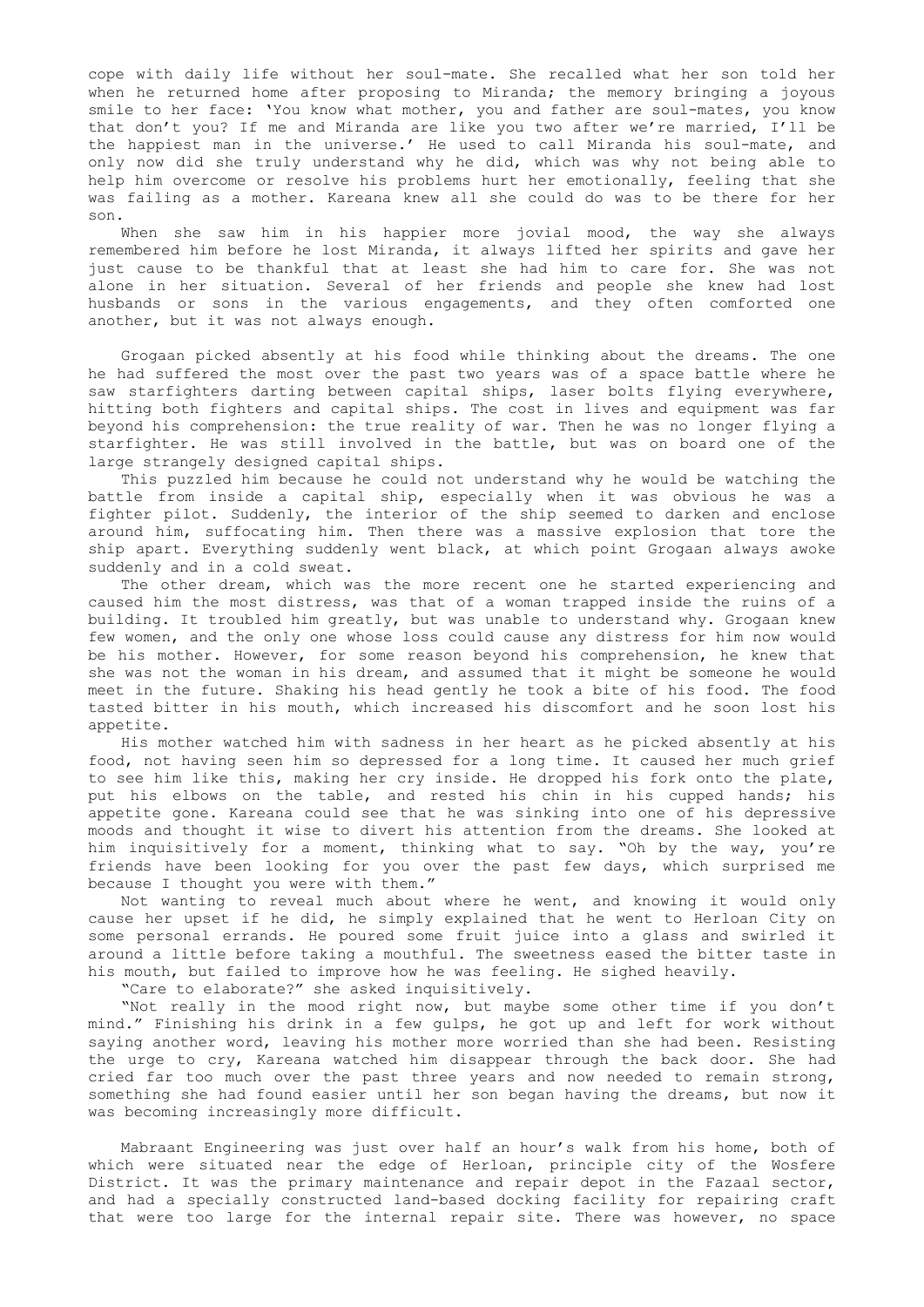cope with daily life without her soul-mate. She recalled what her son told her when he returned home after proposing to Miranda; the memory bringing a joyous smile to her face: 'You know what mother, you and father are soul-mates, you know that don't you? If me and Miranda are like you two after we're married, I'll be the happiest man in the universe.' He used to call Miranda his soul-mate, and only now did she truly understand why he did, which was why not being able to help him overcome or resolve his problems hurt her emotionally, feeling that she was failing as a mother. Kareana knew all she could do was to be there for her son.

When she saw him in his happier more jovial mood, the way she always remembered him before he lost Miranda, it always lifted her spirits and gave her just cause to be thankful that at least she had him to care for. She was not alone in her situation. Several of her friends and people she knew had lost husbands or sons in the various engagements, and they often comforted one another, but it was not always enough.

Grogaan picked absently at his food while thinking about the dreams. The one he had suffered the most over the past two years was of a space battle where he saw starfighters darting between capital ships, laser bolts flying everywhere, hitting both fighters and capital ships. The cost in lives and equipment was far beyond his comprehension: the true reality of war. Then he was no longer flying a starfighter. He was still involved in the battle, but was on board one of the large strangely designed capital ships.

This puzzled him because he could not understand why he would be watching the battle from inside a capital ship, especially when it was obvious he was a fighter pilot. Suddenly, the interior of the ship seemed to darken and enclose around him, suffocating him. Then there was a massive explosion that tore the ship apart. Everything suddenly went black, at which point Grogaan always awoke suddenly and in a cold sweat.

The other dream, which was the more recent one he started experiencing and caused him the most distress, was that of a woman trapped inside the ruins of a building. It troubled him greatly, but was unable to understand why. Grogaan knew few women, and the only one whose loss could cause any distress for him now would be his mother. However, for some reason beyond his comprehension, he knew that she was not the woman in his dream, and assumed that it might be someone he would meet in the future. Shaking his head gently he took a bite of his food. The food tasted bitter in his mouth, which increased his discomfort and he soon lost his appetite.

His mother watched him with sadness in her heart as he picked absently at his food, not having seen him so depressed for a long time. It caused her much grief to see him like this, making her cry inside. He dropped his fork onto the plate, put his elbows on the table, and rested his chin in his cupped hands; his appetite gone. Kareana could see that he was sinking into one of his depressive moods and thought it wise to divert his attention from the dreams. She looked at him inquisitively for a moment, thinking what to say. "Oh by the way, you're friends have been looking for you over the past few days, which surprised me because I thought you were with them."

Not wanting to reveal much about where he went, and knowing it would only cause her upset if he did, he simply explained that he went to Herloan City on some personal errands. He poured some fruit juice into a glass and swirled it around a little before taking a mouthful. The sweetness eased the bitter taste in his mouth, but failed to improve how he was feeling. He sighed heavily.

"Care to elaborate?" she asked inquisitively.

"Not really in the mood right now, but maybe some other time if you don't mind." Finishing his drink in a few gulps, he got up and left for work without saying another word, leaving his mother more worried than she had been. Resisting the urge to cry, Kareana watched him disappear through the back door. She had cried far too much over the past three years and now needed to remain strong, something she had found easier until her son began having the dreams, but now it was becoming increasingly more difficult.

Mabraant Engineering was just over half an hour's walk from his home, both of which were situated near the edge of Herloan, principle city of the Wosfere District. It was the primary maintenance and repair depot in the Fazaal sector, and had a specially constructed land-based docking facility for repairing craft that were too large for the internal repair site. There was however, no space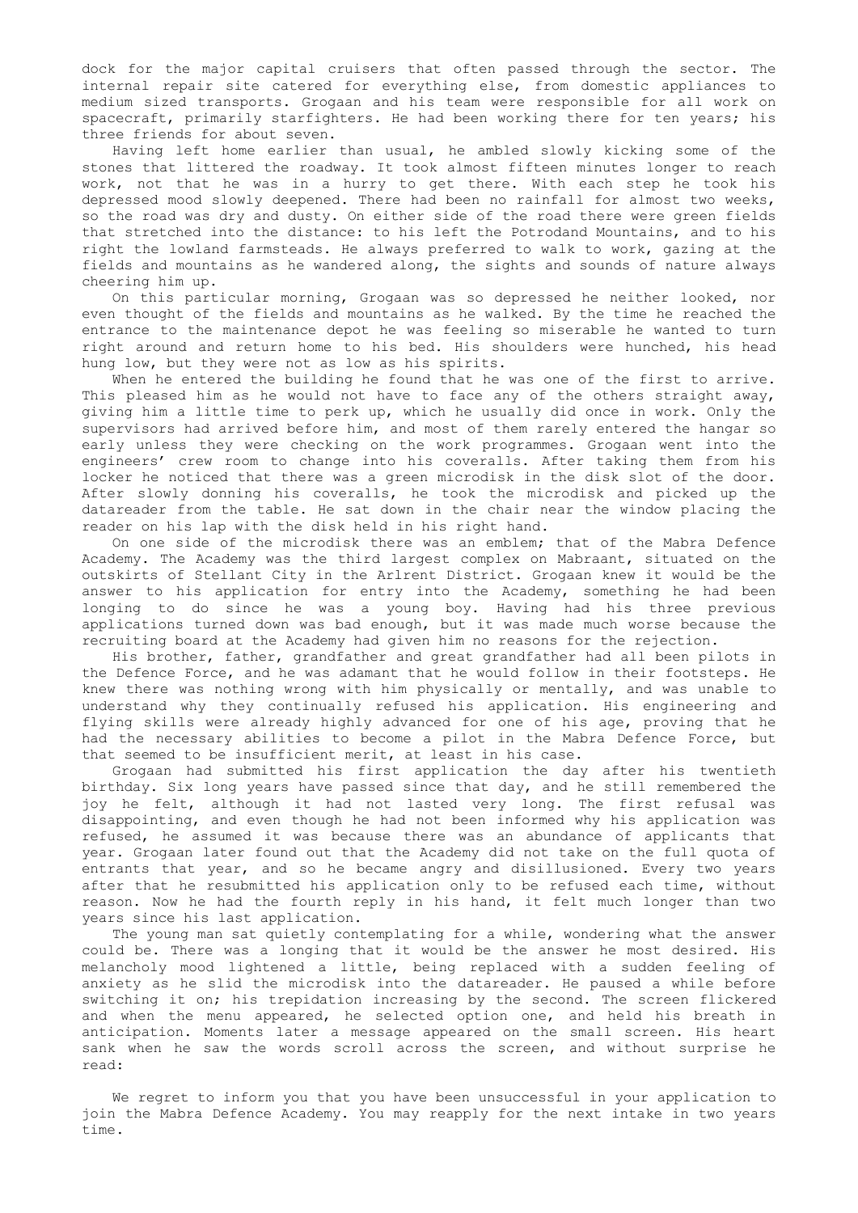dock for the major capital cruisers that often passed through the sector. The internal repair site catered for everything else, from domestic appliances to medium sized transports. Grogaan and his team were responsible for all work on spacecraft, primarily starfighters. He had been working there for ten years; his three friends for about seven.

Having left home earlier than usual, he ambled slowly kicking some of the stones that littered the roadway. It took almost fifteen minutes longer to reach work, not that he was in a hurry to get there. With each step he took his depressed mood slowly deepened. There had been no rainfall for almost two weeks, so the road was dry and dusty. On either side of the road there were green fields that stretched into the distance: to his left the Potrodand Mountains, and to his right the lowland farmsteads. He always preferred to walk to work, gazing at the fields and mountains as he wandered along, the sights and sounds of nature always cheering him up.

On this particular morning, Grogaan was so depressed he neither looked, nor even thought of the fields and mountains as he walked. By the time he reached the entrance to the maintenance depot he was feeling so miserable he wanted to turn right around and return home to his bed. His shoulders were hunched, his head hung low, but they were not as low as his spirits.

When he entered the building he found that he was one of the first to arrive. This pleased him as he would not have to face any of the others straight away, giving him a little time to perk up, which he usually did once in work. Only the supervisors had arrived before him, and most of them rarely entered the hangar so early unless they were checking on the work programmes. Grogaan went into the engineers' crew room to change into his coveralls. After taking them from his locker he noticed that there was a green microdisk in the disk slot of the door. After slowly donning his coveralls, he took the microdisk and picked up the datareader from the table. He sat down in the chair near the window placing the reader on his lap with the disk held in his right hand.

On one side of the microdisk there was an emblem; that of the Mabra Defence Academy. The Academy was the third largest complex on Mabraant, situated on the outskirts of Stellant City in the Arlrent District. Grogaan knew it would be the answer to his application for entry into the Academy, something he had been longing to do since he was a young boy. Having had his three previous applications turned down was bad enough, but it was made much worse because the recruiting board at the Academy had given him no reasons for the rejection.

His brother, father, grandfather and great grandfather had all been pilots in the Defence Force, and he was adamant that he would follow in their footsteps. He knew there was nothing wrong with him physically or mentally, and was unable to understand why they continually refused his application. His engineering and flying skills were already highly advanced for one of his age, proving that he had the necessary abilities to become a pilot in the Mabra Defence Force, but that seemed to be insufficient merit, at least in his case.

Grogaan had submitted his first application the day after his twentieth birthday. Six long years have passed since that day, and he still remembered the joy he felt, although it had not lasted very long. The first refusal was disappointing, and even though he had not been informed why his application was refused, he assumed it was because there was an abundance of applicants that year. Grogaan later found out that the Academy did not take on the full quota of entrants that year, and so he became angry and disillusioned. Every two years after that he resubmitted his application only to be refused each time, without reason. Now he had the fourth reply in his hand, it felt much longer than two years since his last application.

The young man sat quietly contemplating for a while, wondering what the answer could be. There was a longing that it would be the answer he most desired. His melancholy mood lightened a little, being replaced with a sudden feeling of anxiety as he slid the microdisk into the datareader. He paused a while before switching it on; his trepidation increasing by the second. The screen flickered and when the menu appeared, he selected option one, and held his breath in anticipation. Moments later a message appeared on the small screen. His heart sank when he saw the words scroll across the screen, and without surprise he read:

We regret to inform you that you have been unsuccessful in your application to join the Mabra Defence Academy. You may reapply for the next intake in two years time.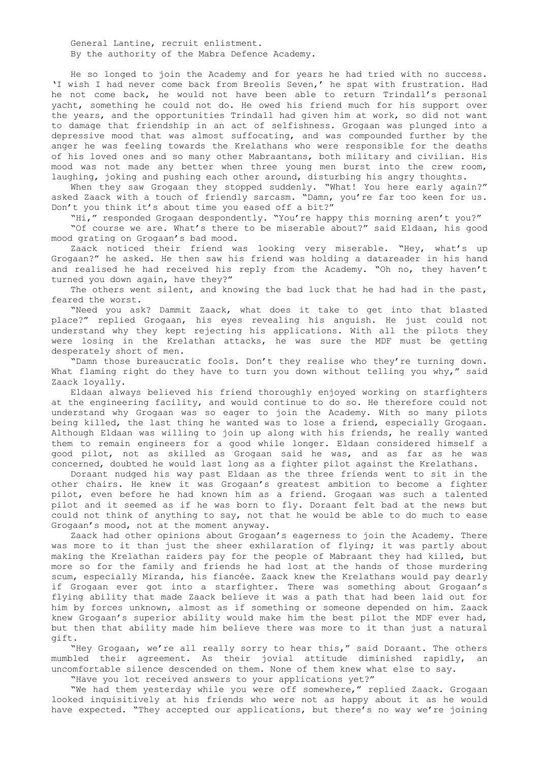General Lantine, recruit enlistment.
By the authority of the Mabra Defence Academy.

He so longed to join the Academy and for years he had tried with no success. 'I wish I had never come back from Breolis Seven,' he spat with frustration. Had he not come back, he would not have been able to return Trindall's personal yacht, something he could not do. He owed his friend much for his support over the years, and the opportunities Trindall had given him at work, so did not want to damage that friendship in an act of selfishness. Grogaan was plunged into a depressive mood that was almost suffocating, and was compounded further by the anger he was feeling towards the Krelathans who were responsible for the deaths of his loved ones and so many other Mabraantans, both military and civilian. His mood was not made any better when three young men burst into the crew room, laughing, joking and pushing each other around, disturbing his angry thoughts.

When they saw Grogaan they stopped suddenly. "What! You here early again?" asked Zaack with a touch of friendly sarcasm. "Damn, you're far too keen for us. Don't you think it's about time you eased off a bit?"

"Hi," responded Grogaan despondently. "You're happy this morning aren't you?"

"Of course we are. What's there to be miserable about?" said Eldaan, his good mood grating on Grogaan's bad mood.

Zaack noticed their friend was looking very miserable. "Hey, what's up Grogaan?" he asked. He then saw his friend was holding a datareader in his hand and realised he had received his reply from the Academy. "Oh no, they haven't turned you down again, have they?"

The others went silent, and knowing the bad luck that he had had in the past, feared the worst.

"Need you ask? Dammit Zaack, what does it take to get into that blasted place?" replied Grogaan, his eyes revealing his anguish. He just could not understand why they kept rejecting his applications. With all the pilots they were losing in the Krelathan attacks, he was sure the MDF must be getting desperately short of men.

"Damn those bureaucratic fools. Don't they realise who they're turning down. What flaming right do they have to turn you down without telling you why," said Zaack loyally.

Eldaan always believed his friend thoroughly enjoyed working on starfighters at the engineering facility, and would continue to do so. He therefore could not understand why Grogaan was so eager to join the Academy. With so many pilots being killed, the last thing he wanted was to lose a friend, especially Grogaan. Although Eldaan was willing to join up along with his friends, he really wanted them to remain engineers for a good while longer. Eldaan considered himself a good pilot, not as skilled as Grogaan said he was, and as far as he was concerned, doubted he would last long as a fighter pilot against the Krelathans.

Doraant nudged his way past Eldaan as the three friends went to sit in the other chairs. He knew it was Grogaan's greatest ambition to become a fighter pilot, even before he had known him as a friend. Grogaan was such a talented pilot and it seemed as if he was born to fly. Doraant felt bad at the news but could not think of anything to say, not that he would be able to do much to ease Grogaan's mood, not at the moment anyway.

Zaack had other opinions about Grogaan's eagerness to join the Academy. There was more to it than just the sheer exhilaration of flying; it was partly about making the Krelathan raiders pay for the people of Mabraant they had killed, but more so for the family and friends he had lost at the hands of those murdering scum, especially Miranda, his fiancée. Zaack knew the Krelathans would pay dearly if Grogaan ever got into a starfighter. There was something about Grogaan's flying ability that made Zaack believe it was a path that had been laid out for him by forces unknown, almost as if something or someone depended on him. Zaack knew Grogaan's superior ability would make him the best pilot the MDF ever had, but then that ability made him believe there was more to it than just a natural gift.

"Hey Grogaan, we're all really sorry to hear this," said Doraant. The others mumbled their agreement. As their jovial attitude diminished rapidly, an uncomfortable silence descended on them. None of them knew what else to say.

"Have you lot received answers to your applications yet?"

"We had them yesterday while you were off somewhere," replied Zaack. Grogaan looked inquisitively at his friends who were not as happy about it as he would have expected. "They accepted our applications, but there's no way we're joining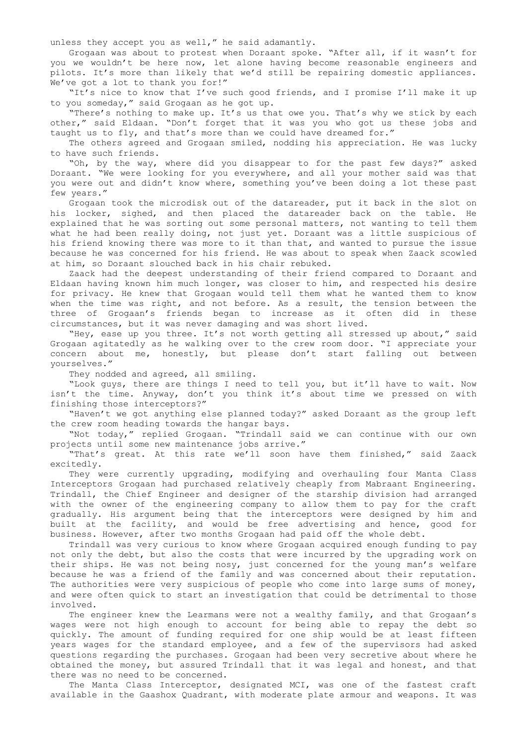unless they accept you as well," he said adamantly.

Grogaan was about to protest when Doraant spoke. "After all, if it wasn't for you we wouldn't be here now, let alone having become reasonable engineers and pilots. It's more than likely that we'd still be repairing domestic appliances. We've got a lot to thank you for!"

"It's nice to know that I've such good friends, and I promise I'll make it up to you someday," said Grogaan as he got up.

"There's nothing to make up. It's us that owe you. That's why we stick by each other," said Eldaan. "Don't forget that it was you who got us these jobs and taught us to fly, and that's more than we could have dreamed for."

The others agreed and Grogaan smiled, nodding his appreciation. He was lucky to have such friends.

"Oh, by the way, where did you disappear to for the past few days?" asked Doraant. "We were looking for you everywhere, and all your mother said was that you were out and didn't know where, something you've been doing a lot these past few years."

Grogaan took the microdisk out of the datareader, put it back in the slot on his locker, sighed, and then placed the datareader back on the table. He explained that he was sorting out some personal matters, not wanting to tell them what he had been really doing, not just yet. Doraant was a little suspicious of his friend knowing there was more to it than that, and wanted to pursue the issue because he was concerned for his friend. He was about to speak when Zaack scowled at him, so Doraant slouched back in his chair rebuked.

Zaack had the deepest understanding of their friend compared to Doraant and Eldaan having known him much longer, was closer to him, and respected his desire for privacy. He knew that Grogaan would tell them what he wanted them to know when the time was right, and not before. As a result, the tension between the three of Grogaan's friends began to increase as it often did in these circumstances, but it was never damaging and was short lived.

"Hey, ease up you three. It's not worth getting all stressed up about," said Grogaan agitatedly as he walking over to the crew room door. "I appreciate your concern about me, honestly, but please don't start falling out between yourselves."

They nodded and agreed, all smiling.

"Look guys, there are things I need to tell you, but it'll have to wait. Now isn't the time. Anyway, don't you think it's about time we pressed on with finishing those interceptors?"

"Haven't we got anything else planned today?" asked Doraant as the group left the crew room heading towards the hangar bays.

"Not today," replied Grogaan. "Trindall said we can continue with our own projects until some new maintenance jobs arrive."

"That's great. At this rate we'll soon have them finished," said Zaack excitedly.

They were currently upgrading, modifying and overhauling four Manta Class Interceptors Grogaan had purchased relatively cheaply from Mabraant Engineering. Trindall, the Chief Engineer and designer of the starship division had arranged with the owner of the engineering company to allow them to pay for the craft gradually. His argument being that the interceptors were designed by him and built at the facility, and would be free advertising and hence, good for business. However, after two months Grogaan had paid off the whole debt.

Trindall was very curious to know where Grogaan acquired enough funding to pay not only the debt, but also the costs that were incurred by the upgrading work on their ships. He was not being nosy, just concerned for the young man's welfare because he was a friend of the family and was concerned about their reputation. The authorities were very suspicious of people who come into large sums of money, and were often quick to start an investigation that could be detrimental to those involved.

The engineer knew the Learmans were not a wealthy family, and that Grogaan's wages were not high enough to account for being able to repay the debt so quickly. The amount of funding required for one ship would be at least fifteen years wages for the standard employee, and a few of the supervisors had asked questions regarding the purchases. Grogaan had been very secretive about where he obtained the money, but assured Trindall that it was legal and honest, and that there was no need to be concerned.

The Manta Class Interceptor, designated MCI, was one of the fastest craft available in the Gaashox Quadrant, with moderate plate armour and weapons. It was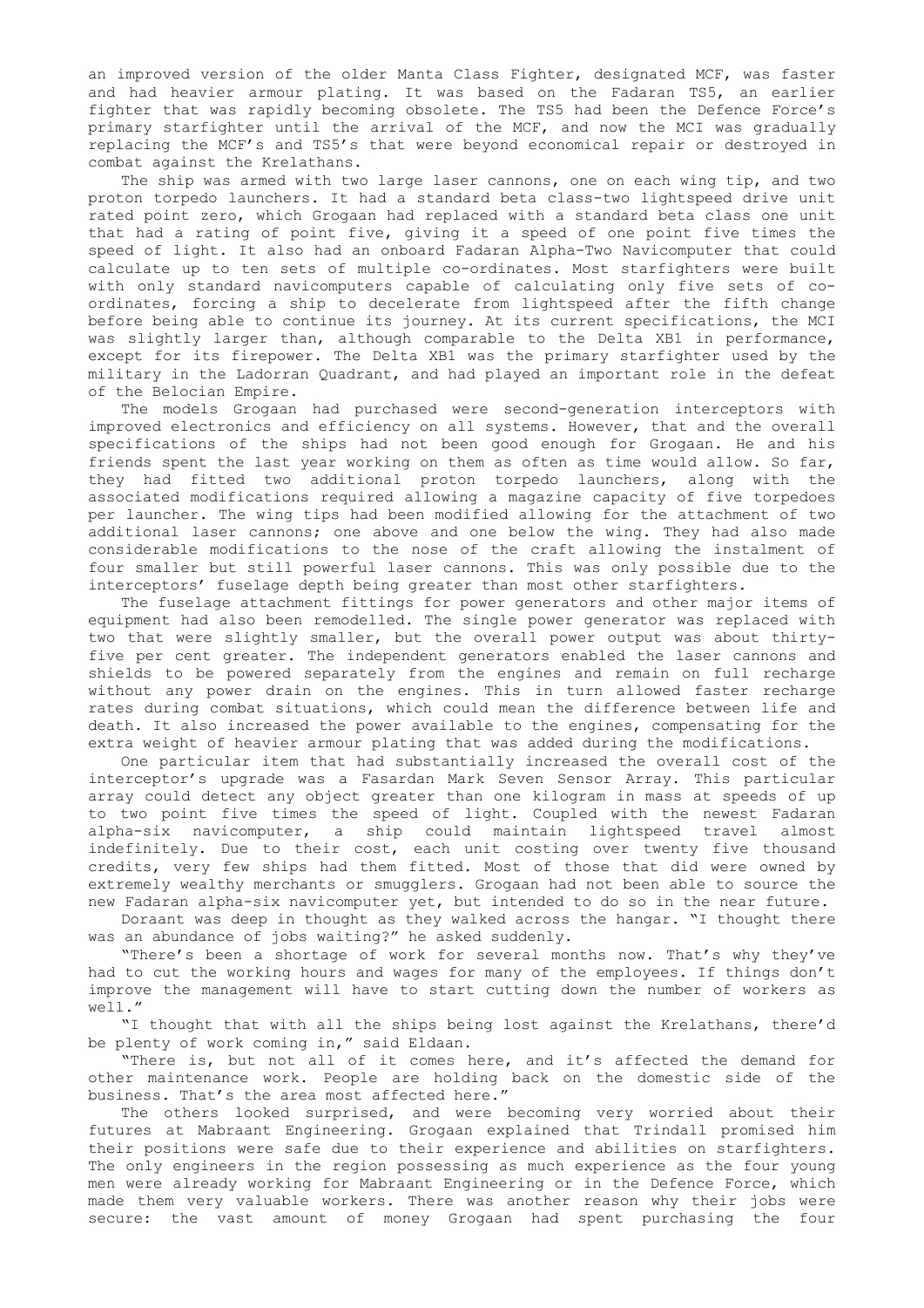an improved version of the older Manta Class Fighter, designated MCF, was faster and had heavier armour plating. It was based on the Fadaran TS5, an earlier fighter that was rapidly becoming obsolete. The TS5 had been the Defence Force's primary starfighter until the arrival of the MCF, and now the MCI was gradually replacing the MCF's and TS5's that were beyond economical repair or destroyed in combat against the Krelathans.

The ship was armed with two large laser cannons, one on each wing tip, and two proton torpedo launchers. It had a standard beta class-two lightspeed drive unit rated point zero, which Grogaan had replaced with a standard beta class one unit that had a rating of point five, giving it a speed of one point five times the speed of light. It also had an onboard Fadaran Alpha-Two Navicomputer that could calculate up to ten sets of multiple co-ordinates. Most starfighters were built with only standard navicomputers capable of calculating only five sets of co-ordinates, forcing a ship to decelerate from lightspeed after the fifth change before being able to continue its journey. At its current specifications, the MCI was slightly larger than, although comparable to the Delta XB1 in performance, except for its firepower. The Delta XB1 was the primary starfighter used by the military in the Ladorran Quadrant, and had played an important role in the defeat of the Belocian Empire.

The models Grogaan had purchased were second-generation interceptors with improved electronics and efficiency on all systems. However, that and the overall specifications of the ships had not been good enough for Grogaan. He and his friends spent the last year working on them as often as time would allow. So far, they had fitted two additional proton torpedo launchers, along with the associated modifications required allowing a magazine capacity of five torpedoes per launcher. The wing tips had been modified allowing for the attachment of two additional laser cannons; one above and one below the wing. They had also made considerable modifications to the nose of the craft allowing the instalment of four smaller but still powerful laser cannons. This was only possible due to the interceptors' fuselage depth being greater than most other starfighters.

The fuselage attachment fittings for power generators and other major items of equipment had also been remodelled. The single power generator was replaced with two that were slightly smaller, but the overall power output was about thirty-five per cent greater. The independent generators enabled the laser cannons and shields to be powered separately from the engines and remain on full recharge without any power drain on the engines. This in turn allowed faster recharge rates during combat situations, which could mean the difference between life and death. It also increased the power available to the engines, compensating for the extra weight of heavier armour plating that was added during the modifications.

One particular item that had substantially increased the overall cost of the interceptor's upgrade was a Fasardan Mark Seven Sensor Array. This particular array could detect any object greater than one kilogram in mass at speeds of up to two point five times the speed of light. Coupled with the newest Fadaran alpha-six navicomputer, a ship could maintain lightspeed travel almost indefinitely. Due to their cost, each unit costing over twenty five thousand credits, very few ships had them fitted. Most of those that did were owned by extremely wealthy merchants or smugglers. Grogaan had not been able to source the new Fadaran alpha-six navicomputer yet, but intended to do so in the near future.

Doraant was deep in thought as they walked across the hangar. "I thought there was an abundance of jobs waiting?" he asked suddenly.

"There's been a shortage of work for several months now. That's why they've had to cut the working hours and wages for many of the employees. If things don't improve the management will have to start cutting down the number of workers as well."

"I thought that with all the ships being lost against the Krelathans, there'd be plenty of work coming in," said Eldaan.

"There is, but not all of it comes here, and it's affected the demand for other maintenance work. People are holding back on the domestic side of the business. That's the area most affected here."

The others looked surprised, and were becoming very worried about their futures at Mabraant Engineering. Grogaan explained that Trindall promised him their positions were safe due to their experience and abilities on starfighters. The only engineers in the region possessing as much experience as the four young men were already working for Mabraant Engineering or in the Defence Force, which made them very valuable workers. There was another reason why their jobs were secure: the vast amount of money Grogaan had spent purchasing the four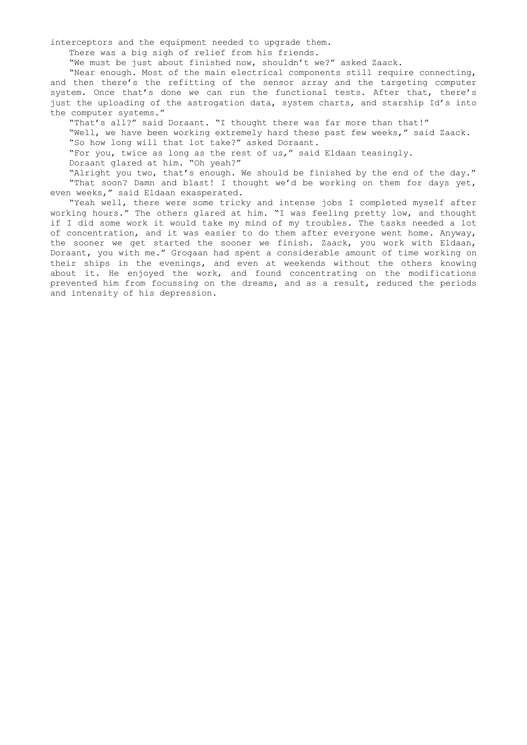interceptors and the equipment needed to upgrade them.

There was a big sigh of relief from his friends.

"We must be just about finished now, shouldn't we?" asked Zaack.

"Near enough. Most of the main electrical components still require connecting, and then there's the refitting of the sensor array and the targeting computer system. Once that's done we can run the functional tests. After that, there's just the uploading of the astrogation data, system charts, and starship Id's into the computer systems."

"That's all?" said Doraant. "I thought there was far more than that!"

"Well, we have been working extremely hard these past few weeks," said Zaack.

"So how long will that lot take?" asked Doraant.

"For you, twice as long as the rest of us," said Eldaan teasingly.

Doraant glared at him. "Oh yeah?"

"Alright you two, that's enough. We should be finished by the end of the day."

"That soon? Damn and blast! I thought we'd be working on them for days yet, even weeks," said Eldaan exasperated.

"Yeah well, there were some tricky and intense jobs I completed myself after working hours." The others glared at him. "I was feeling pretty low, and thought if I did some work it would take my mind of my troubles. The tasks needed a lot of concentration, and it was easier to do them after everyone went home. Anyway, the sooner we get started the sooner we finish. Zaack, you work with Eldaan, Doraant, you with me." Grogaan had spent a considerable amount of time working on their ships in the evenings, and even at weekends without the others knowing about it. He enjoyed the work, and found concentrating on the modifications prevented him from focussing on the dreams, and as a result, reduced the periods and intensity of his depression.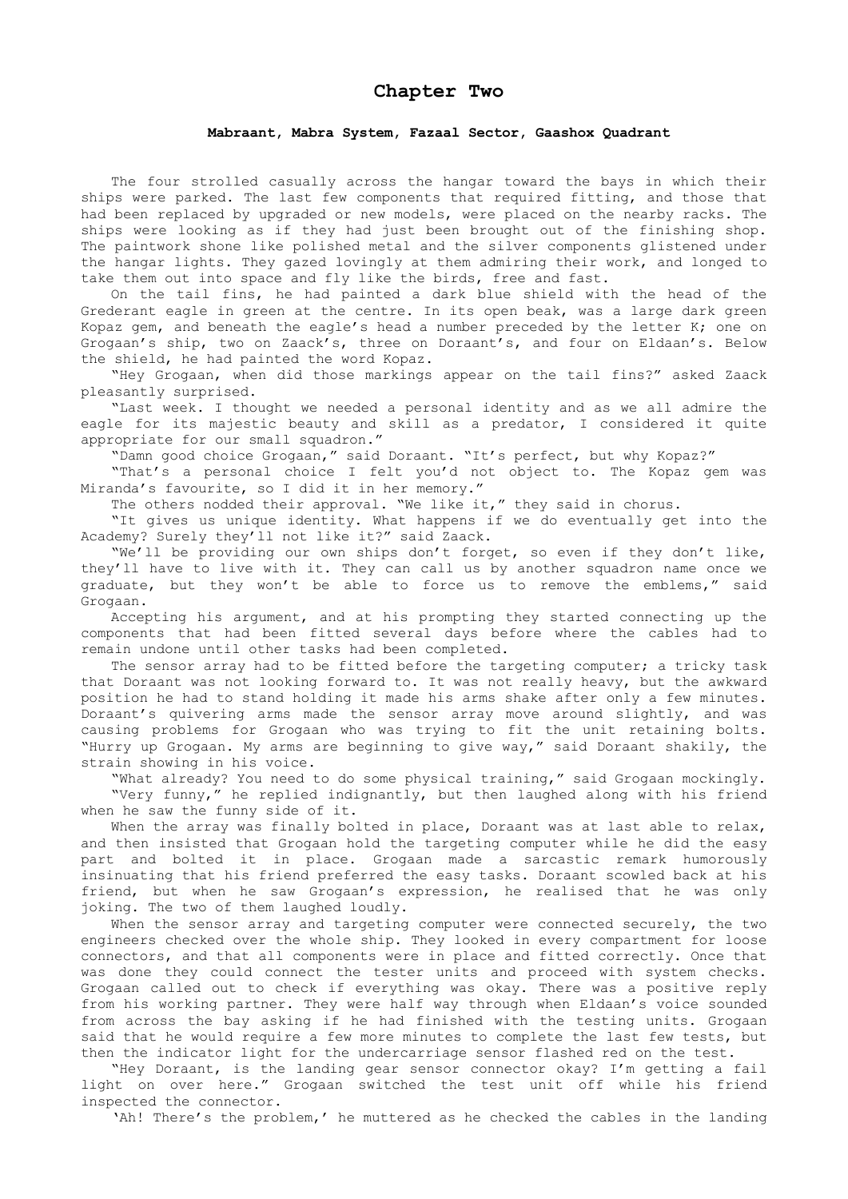# Chapter Two

**Mabraant, Mabra System, Fazaal Sector, Gaashox Quadrant**

The four strolled casually across the hangar toward the bays in which their ships were parked. The last few components that required fitting, and those that had been replaced by upgraded or new models, were placed on the nearby racks. The ships were looking as if they had just been brought out of the finishing shop. The paintwork shone like polished metal and the silver components glistened under the hangar lights. They gazed lovingly at them admiring their work, and longed to take them out into space and fly like the birds, free and fast.

On the tail fins, he had painted a dark blue shield with the head of the Grederant eagle in green at the centre. In its open beak, was a large dark green Kopaz gem, and beneath the eagle's head a number preceded by the letter K; one on Grogaan's ship, two on Zaack's, three on Doraant's, and four on Eldaan's. Below the shield, he had painted the word Kopaz.

"Hey Grogaan, when did those markings appear on the tail fins?" asked Zaack pleasantly surprised.

"Last week. I thought we needed a personal identity and as we all admire the eagle for its majestic beauty and skill as a predator, I considered it quite appropriate for our small squadron."

"Damn good choice Grogaan," said Doraant. "It's perfect, but why Kopaz?"

"That's a personal choice I felt you'd not object to. The Kopaz gem was Miranda's favourite, so I did it in her memory."

The others nodded their approval. "We like it," they said in chorus.

"It gives us unique identity. What happens if we do eventually get into the Academy? Surely they'll not like it?" said Zaack.

"We'll be providing our own ships don't forget, so even if they don't like, they'll have to live with it. They can call us by another squadron name once we graduate, but they won't be able to force us to remove the emblems," said Grogaan.

Accepting his argument, and at his prompting they started connecting up the components that had been fitted several days before where the cables had to remain undone until other tasks had been completed.

The sensor array had to be fitted before the targeting computer; a tricky task that Doraant was not looking forward to. It was not really heavy, but the awkward position he had to stand holding it made his arms shake after only a few minutes. Doraant's quivering arms made the sensor array move around slightly, and was causing problems for Grogaan who was trying to fit the unit retaining bolts. "Hurry up Grogaan. My arms are beginning to give way," said Doraant shakily, the strain showing in his voice.

"What already? You need to do some physical training," said Grogaan mockingly.

"Very funny," he replied indignantly, but then laughed along with his friend when he saw the funny side of it.

When the array was finally bolted in place, Doraant was at last able to relax, and then insisted that Grogaan hold the targeting computer while he did the easy part and bolted it in place. Grogaan made a sarcastic remark humorously insinuating that his friend preferred the easy tasks. Doraant scowled back at his friend, but when he saw Grogaan's expression, he realised that he was only joking. The two of them laughed loudly.

When the sensor array and targeting computer were connected securely, the two engineers checked over the whole ship. They looked in every compartment for loose connectors, and that all components were in place and fitted correctly. Once that was done they could connect the tester units and proceed with system checks. Grogaan called out to check if everything was okay. There was a positive reply from his working partner. They were half way through when Eldaan's voice sounded from across the bay asking if he had finished with the testing units. Grogaan said that he would require a few more minutes to complete the last few tests, but then the indicator light for the undercarriage sensor flashed red on the test.

"Hey Doraant, is the landing gear sensor connector okay? I'm getting a fail light on over here." Grogaan switched the test unit off while his friend inspected the connector.

'Ah! There's the problem,' he muttered as he checked the cables in the landing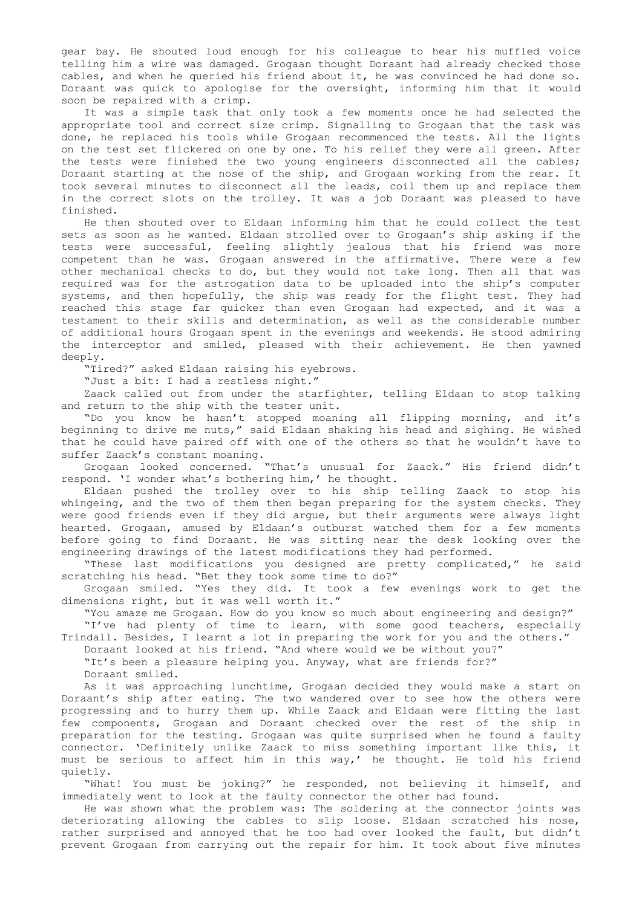gear bay. He shouted loud enough for his colleague to hear his muffled voice telling him a wire was damaged. Grogaan thought Doraant had already checked those cables, and when he queried his friend about it, he was convinced he had done so. Doraant was quick to apologise for the oversight, informing him that it would soon be repaired with a crimp.

It was a simple task that only took a few moments once he had selected the appropriate tool and correct size crimp. Signalling to Grogaan that the task was done, he replaced his tools while Grogaan recommenced the tests. All the lights on the test set flickered on one by one. To his relief they were all green. After the tests were finished the two young engineers disconnected all the cables; Doraant starting at the nose of the ship, and Grogaan working from the rear. It took several minutes to disconnect all the leads, coil them up and replace them in the correct slots on the trolley. It was a job Doraant was pleased to have finished.

He then shouted over to Eldaan informing him that he could collect the test sets as soon as he wanted. Eldaan strolled over to Grogaan's ship asking if the tests were successful, feeling slightly jealous that his friend was more competent than he was. Grogaan answered in the affirmative. There were a few other mechanical checks to do, but they would not take long. Then all that was required was for the astrogation data to be uploaded into the ship's computer systems, and then hopefully, the ship was ready for the flight test. They had reached this stage far quicker than even Grogaan had expected, and it was a testament to their skills and determination, as well as the considerable number of additional hours Grogaan spent in the evenings and weekends. He stood admiring the interceptor and smiled, pleased with their achievement. He then yawned deeply.

"Tired?" asked Eldaan raising his eyebrows.

"Just a bit: I had a restless night."

Zaack called out from under the starfighter, telling Eldaan to stop talking and return to the ship with the tester unit.

"Do you know he hasn't stopped moaning all flipping morning, and it's beginning to drive me nuts," said Eldaan shaking his head and sighing. He wished that he could have paired off with one of the others so that he wouldn't have to suffer Zaack's constant moaning.

Grogaan looked concerned. "That's unusual for Zaack." His friend didn't respond. 'I wonder what's bothering him,' he thought.

Eldaan pushed the trolley over to his ship telling Zaack to stop his whingeing, and the two of them then began preparing for the system checks. They were good friends even if they did argue, but their arguments were always light hearted. Grogaan, amused by Eldaan's outburst watched them for a few moments before going to find Doraant. He was sitting near the desk looking over the engineering drawings of the latest modifications they had performed.

"These last modifications you designed are pretty complicated," he said scratching his head. "Bet they took some time to do?"

Grogaan smiled. "Yes they did. It took a few evenings work to get the dimensions right, but it was well worth it."

"You amaze me Grogaan. How do you know so much about engineering and design?"

"I've had plenty of time to learn, with some good teachers, especially Trindall. Besides, I learnt a lot in preparing the work for you and the others."

Doraant looked at his friend. "And where would we be without you?"

"It's been a pleasure helping you. Anyway, what are friends for?"

Doraant smiled.

As it was approaching lunchtime, Grogaan decided they would make a start on Doraant's ship after eating. The two wandered over to see how the others were progressing and to hurry them up. While Zaack and Eldaan were fitting the last few components, Grogaan and Doraant checked over the rest of the ship in preparation for the testing. Grogaan was quite surprised when he found a faulty connector. 'Definitely unlike Zaack to miss something important like this, it must be serious to affect him in this way,' he thought. He told his friend quietly.

"What! You must be joking?" he responded, not believing it himself, and immediately went to look at the faulty connector the other had found.

He was shown what the problem was: The soldering at the connector joints was deteriorating allowing the cables to slip loose. Eldaan scratched his nose, rather surprised and annoyed that he too had over looked the fault, but didn't prevent Grogaan from carrying out the repair for him. It took about five minutes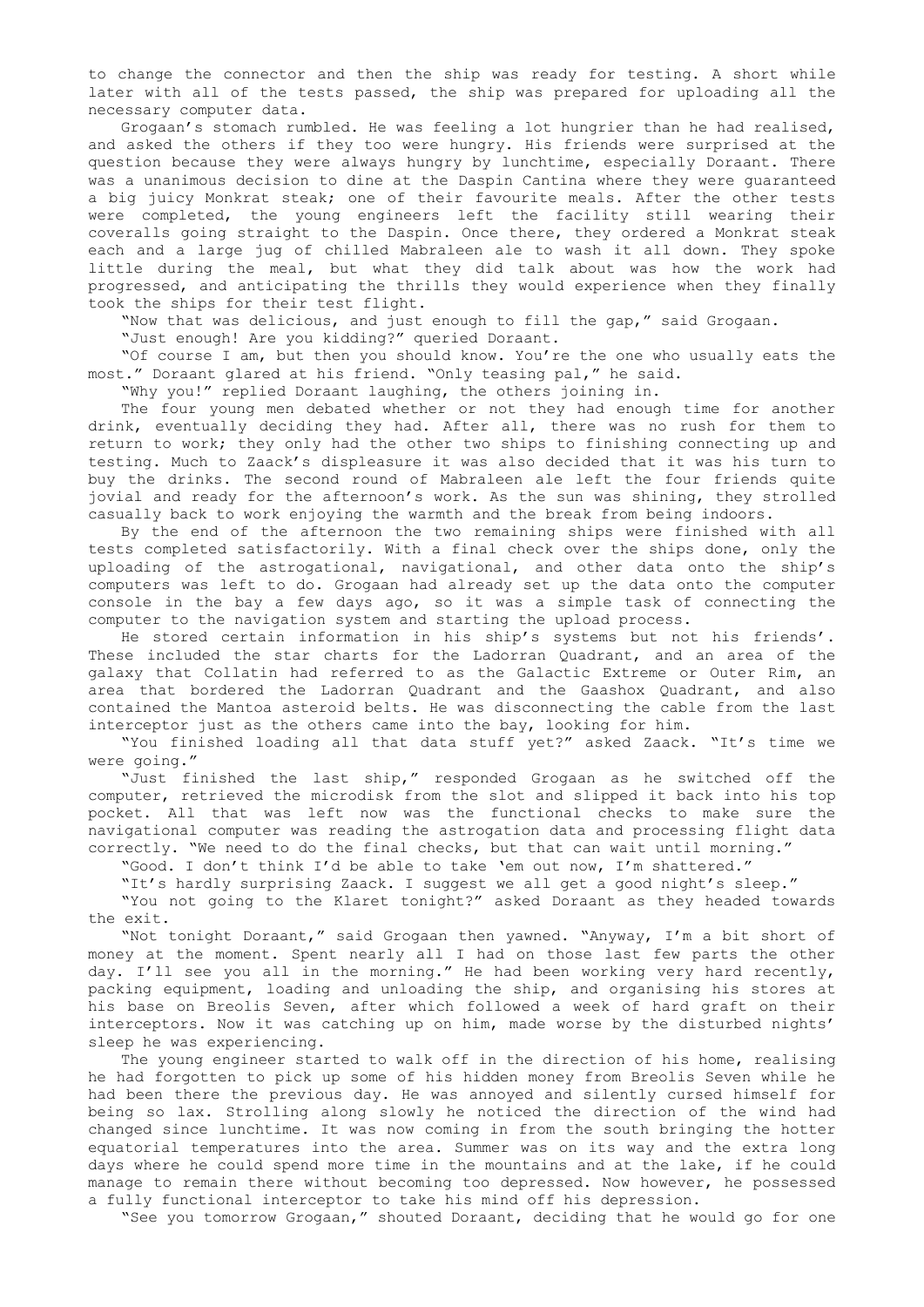to change the connector and then the ship was ready for testing. A short while later with all of the tests passed, the ship was prepared for uploading all the necessary computer data.

Grogaan's stomach rumbled. He was feeling a lot hungrier than he had realised, and asked the others if they too were hungry. His friends were surprised at the question because they were always hungry by lunchtime, especially Doraant. There was a unanimous decision to dine at the Daspin Cantina where they were guaranteed a big juicy Monkrat steak; one of their favourite meals. After the other tests were completed, the young engineers left the facility still wearing their coveralls going straight to the Daspin. Once there, they ordered a Monkrat steak each and a large jug of chilled Mabraleen ale to wash it all down. They spoke little during the meal, but what they did talk about was how the work had progressed, and anticipating the thrills they would experience when they finally took the ships for their test flight.

"Now that was delicious, and just enough to fill the gap," said Grogaan.

"Just enough! Are you kidding?" queried Doraant.

"Of course I am, but then you should know. You're the one who usually eats the most." Doraant glared at his friend. "Only teasing pal," he said.

"Why you!" replied Doraant laughing, the others joining in.

The four young men debated whether or not they had enough time for another drink, eventually deciding they had. After all, there was no rush for them to return to work; they only had the other two ships to finishing connecting up and testing. Much to Zaack's displeasure it was also decided that it was his turn to buy the drinks. The second round of Mabraleen ale left the four friends quite jovial and ready for the afternoon's work. As the sun was shining, they strolled casually back to work enjoying the warmth and the break from being indoors.

By the end of the afternoon the two remaining ships were finished with all tests completed satisfactorily. With a final check over the ships done, only the uploading of the astrogational, navigational, and other data onto the ship's computers was left to do. Grogaan had already set up the data onto the computer console in the bay a few days ago, so it was a simple task of connecting the computer to the navigation system and starting the upload process.

He stored certain information in his ship's systems but not his friends'. These included the star charts for the Ladorran Quadrant, and an area of the galaxy that Collatin had referred to as the Galactic Extreme or Outer Rim, an area that bordered the Ladorran Quadrant and the Gaashox Quadrant, and also contained the Mantoa asteroid belts. He was disconnecting the cable from the last interceptor just as the others came into the bay, looking for him.

"You finished loading all that data stuff yet?" asked Zaack. "It's time we were going."

"Just finished the last ship," responded Grogaan as he switched off the computer, retrieved the microdisk from the slot and slipped it back into his top pocket. All that was left now was the functional checks to make sure the navigational computer was reading the astrogation data and processing flight data correctly. "We need to do the final checks, but that can wait until morning."

"Good. I don't think I'd be able to take 'em out now, I'm shattered."

"It's hardly surprising Zaack. I suggest we all get a good night's sleep."

"You not going to the Klaret tonight?" asked Doraant as they headed towards the exit.

"Not tonight Doraant," said Grogaan then yawned. "Anyway, I'm a bit short of money at the moment. Spent nearly all I had on those last few parts the other day. I'll see you all in the morning." He had been working very hard recently, packing equipment, loading and unloading the ship, and organising his stores at his base on Breolis Seven, after which followed a week of hard graft on their interceptors. Now it was catching up on him, made worse by the disturbed nights' sleep he was experiencing.

The young engineer started to walk off in the direction of his home, realising he had forgotten to pick up some of his hidden money from Breolis Seven while he had been there the previous day. He was annoyed and silently cursed himself for being so lax. Strolling along slowly he noticed the direction of the wind had changed since lunchtime. It was now coming in from the south bringing the hotter equatorial temperatures into the area. Summer was on its way and the extra long days where he could spend more time in the mountains and at the lake, if he could manage to remain there without becoming too depressed. Now however, he possessed a fully functional interceptor to take his mind off his depression.

"See you tomorrow Grogaan," shouted Doraant, deciding that he would go for one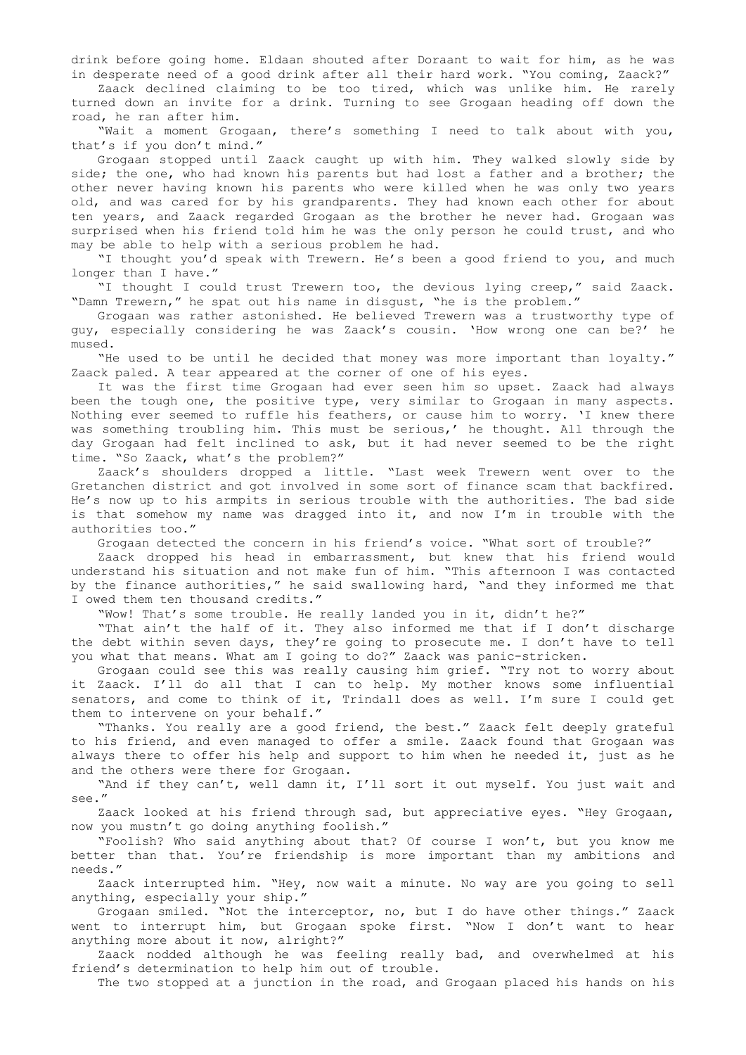drink before going home. Eldaan shouted after Doraant to wait for him, as he was in desperate need of a good drink after all their hard work. "You coming, Zaack?"

Zaack declined claiming to be too tired, which was unlike him. He rarely turned down an invite for a drink. Turning to see Grogaan heading off down the road, he ran after him.

"Wait a moment Grogaan, there's something I need to talk about with you, that's if you don't mind."

Grogaan stopped until Zaack caught up with him. They walked slowly side by side; the one, who had known his parents but had lost a father and a brother; the other never having known his parents who were killed when he was only two years old, and was cared for by his grandparents. They had known each other for about ten years, and Zaack regarded Grogaan as the brother he never had. Grogaan was surprised when his friend told him he was the only person he could trust, and who may be able to help with a serious problem he had.

"I thought you'd speak with Trewern. He's been a good friend to you, and much longer than I have."

"I thought I could trust Trewern too, the devious lying creep," said Zaack. "Damn Trewern," he spat out his name in disgust, "he is the problem."

Grogaan was rather astonished. He believed Trewern was a trustworthy type of guy, especially considering he was Zaack's cousin. 'How wrong one can be?' he mused.

"He used to be until he decided that money was more important than loyalty." Zaack paled. A tear appeared at the corner of one of his eyes.

It was the first time Grogaan had ever seen him so upset. Zaack had always been the tough one, the positive type, very similar to Grogaan in many aspects. Nothing ever seemed to ruffle his feathers, or cause him to worry. 'I knew there was something troubling him. This must be serious,' he thought. All through the day Grogaan had felt inclined to ask, but it had never seemed to be the right time. "So Zaack, what's the problem?"

Zaack's shoulders dropped a little. "Last week Trewern went over to the Gretanchen district and got involved in some sort of finance scam that backfired. He's now up to his armpits in serious trouble with the authorities. The bad side is that somehow my name was dragged into it, and now I'm in trouble with the authorities too."

Grogaan detected the concern in his friend's voice. "What sort of trouble?"

Zaack dropped his head in embarrassment, but knew that his friend would understand his situation and not make fun of him. "This afternoon I was contacted by the finance authorities," he said swallowing hard, "and they informed me that I owed them ten thousand credits."

"Wow! That's some trouble. He really landed you in it, didn't he?"

"That ain't the half of it. They also informed me that if I don't discharge the debt within seven days, they're going to prosecute me. I don't have to tell you what that means. What am I going to do?" Zaack was panic-stricken.

Grogaan could see this was really causing him grief. "Try not to worry about it Zaack. I'll do all that I can to help. My mother knows some influential senators, and come to think of it, Trindall does as well. I'm sure I could get them to intervene on your behalf."

"Thanks. You really are a good friend, the best." Zaack felt deeply grateful to his friend, and even managed to offer a smile. Zaack found that Grogaan was always there to offer his help and support to him when he needed it, just as he and the others were there for Grogaan.

"And if they can't, well damn it, I'll sort it out myself. You just wait and see."

Zaack looked at his friend through sad, but appreciative eyes. "Hey Grogaan, now you mustn't go doing anything foolish."

"Foolish? Who said anything about that? Of course I won't, but you know me better than that. You're friendship is more important than my ambitions and needs."

Zaack interrupted him. "Hey, now wait a minute. No way are you going to sell anything, especially your ship."

Grogaan smiled. "Not the interceptor, no, but I do have other things." Zaack went to interrupt him, but Grogaan spoke first. "Now I don't want to hear anything more about it now, alright?"

Zaack nodded although he was feeling really bad, and overwhelmed at his friend's determination to help him out of trouble.

The two stopped at a junction in the road, and Grogaan placed his hands on his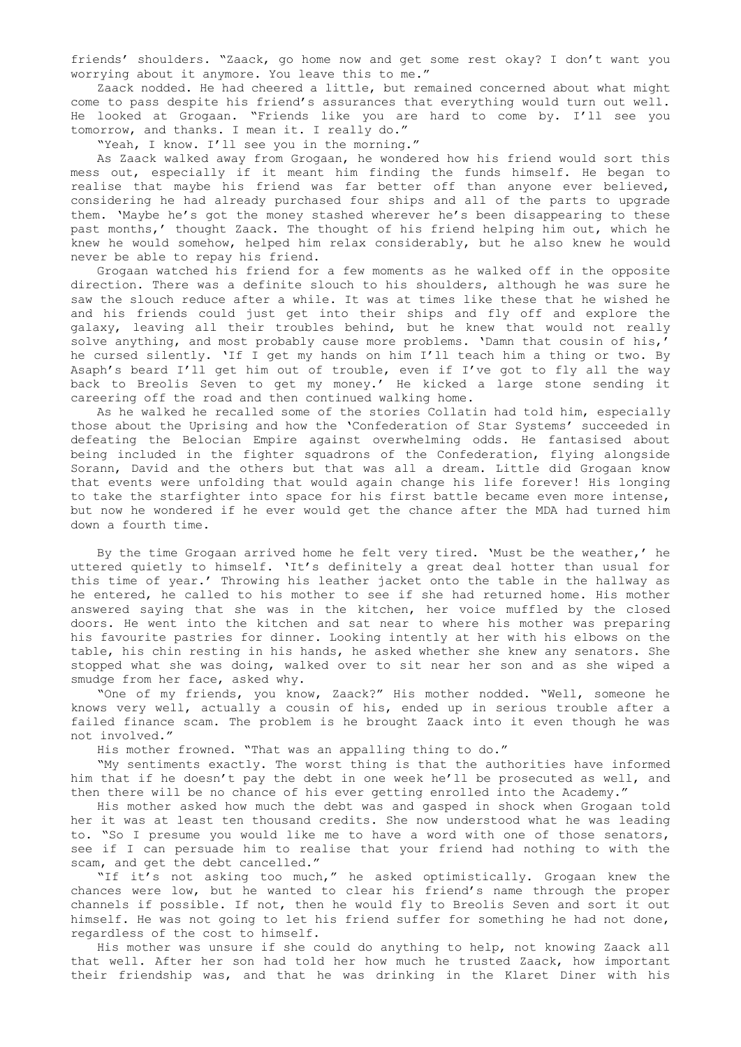friends' shoulders. "Zaack, go home now and get some rest okay? I don't want you worrying about it anymore. You leave this to me."

Zaack nodded. He had cheered a little, but remained concerned about what might come to pass despite his friend's assurances that everything would turn out well. He looked at Grogaan. "Friends like you are hard to come by. I'll see you tomorrow, and thanks. I mean it. I really do."

"Yeah, I know. I'll see you in the morning."

As Zaack walked away from Grogaan, he wondered how his friend would sort this mess out, especially if it meant him finding the funds himself. He began to realise that maybe his friend was far better off than anyone ever believed, considering he had already purchased four ships and all of the parts to upgrade them. 'Maybe he's got the money stashed wherever he's been disappearing to these past months,' thought Zaack. The thought of his friend helping him out, which he knew he would somehow, helped him relax considerably, but he also knew he would never be able to repay his friend.

Grogaan watched his friend for a few moments as he walked off in the opposite direction. There was a definite slouch to his shoulders, although he was sure he saw the slouch reduce after a while. It was at times like these that he wished he and his friends could just get into their ships and fly off and explore the galaxy, leaving all their troubles behind, but he knew that would not really solve anything, and most probably cause more problems. 'Damn that cousin of his,' he cursed silently. 'If I get my hands on him I'll teach him a thing or two. By Asaph's beard I'll get him out of trouble, even if I've got to fly all the way back to Breolis Seven to get my money.' He kicked a large stone sending it careering off the road and then continued walking home.

As he walked he recalled some of the stories Collatin had told him, especially those about the Uprising and how the 'Confederation of Star Systems' succeeded in defeating the Belocian Empire against overwhelming odds. He fantasised about being included in the fighter squadrons of the Confederation, flying alongside Sorann, David and the others but that was all a dream. Little did Grogaan know that events were unfolding that would again change his life forever! His longing to take the starfighter into space for his first battle became even more intense, but now he wondered if he ever would get the chance after the MDA had turned him down a fourth time.

By the time Grogaan arrived home he felt very tired. 'Must be the weather,' he uttered quietly to himself. 'It's definitely a great deal hotter than usual for this time of year.' Throwing his leather jacket onto the table in the hallway as he entered, he called to his mother to see if she had returned home. His mother answered saying that she was in the kitchen, her voice muffled by the closed doors. He went into the kitchen and sat near to where his mother was preparing his favourite pastries for dinner. Looking intently at her with his elbows on the table, his chin resting in his hands, he asked whether she knew any senators. She stopped what she was doing, walked over to sit near her son and as she wiped a smudge from her face, asked why.

"One of my friends, you know, Zaack?" His mother nodded. "Well, someone he knows very well, actually a cousin of his, ended up in serious trouble after a failed finance scam. The problem is he brought Zaack into it even though he was not involved."

His mother frowned. "That was an appalling thing to do."

"My sentiments exactly. The worst thing is that the authorities have informed him that if he doesn't pay the debt in one week he'll be prosecuted as well, and then there will be no chance of his ever getting enrolled into the Academy."

His mother asked how much the debt was and gasped in shock when Grogaan told her it was at least ten thousand credits. She now understood what he was leading to. "So I presume you would like me to have a word with one of those senators, see if I can persuade him to realise that your friend had nothing to with the scam, and get the debt cancelled."

"If it's not asking too much," he asked optimistically. Grogaan knew the chances were low, but he wanted to clear his friend's name through the proper channels if possible. If not, then he would fly to Breolis Seven and sort it out himself. He was not going to let his friend suffer for something he had not done, regardless of the cost to himself.

His mother was unsure if she could do anything to help, not knowing Zaack all that well. After her son had told her how much he trusted Zaack, how important their friendship was, and that he was drinking in the Klaret Diner with his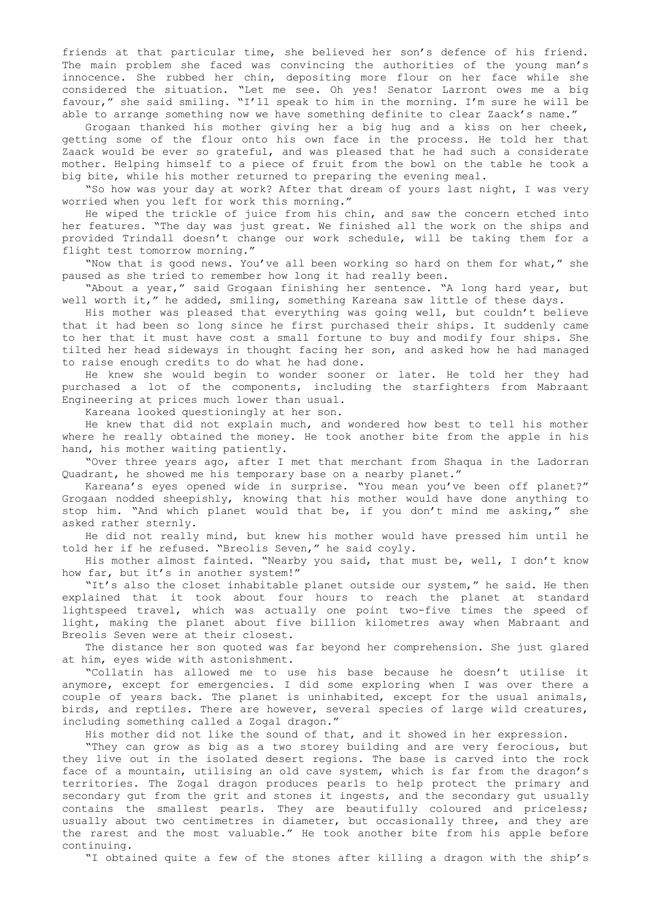friends at that particular time, she believed her son's defence of his friend. The main problem she faced was convincing the authorities of the young man's innocence. She rubbed her chin, depositing more flour on her face while she considered the situation. "Let me see. Oh yes! Senator Larront owes me a big favour," she said smiling. "I'll speak to him in the morning. I'm sure he will be able to arrange something now we have something definite to clear Zaack's name."

Grogaan thanked his mother giving her a big hug and a kiss on her cheek, getting some of the flour onto his own face in the process. He told her that Zaack would be ever so grateful, and was pleased that he had such a considerate mother. Helping himself to a piece of fruit from the bowl on the table he took a big bite, while his mother returned to preparing the evening meal.

"So how was your day at work? After that dream of yours last night, I was very worried when you left for work this morning."

He wiped the trickle of juice from his chin, and saw the concern etched into her features. "The day was just great. We finished all the work on the ships and provided Trindall doesn't change our work schedule, will be taking them for a flight test tomorrow morning."

"Now that is good news. You've all been working so hard on them for what," she paused as she tried to remember how long it had really been.

"About a year," said Grogaan finishing her sentence. "A long hard year, but well worth it," he added, smiling, something Kareana saw little of these days.

His mother was pleased that everything was going well, but couldn't believe that it had been so long since he first purchased their ships. It suddenly came to her that it must have cost a small fortune to buy and modify four ships. She tilted her head sideways in thought facing her son, and asked how he had managed to raise enough credits to do what he had done.

He knew she would begin to wonder sooner or later. He told her they had purchased a lot of the components, including the starfighters from Mabraant Engineering at prices much lower than usual.

Kareana looked questioningly at her son.

He knew that did not explain much, and wondered how best to tell his mother where he really obtained the money. He took another bite from the apple in his hand, his mother waiting patiently.

"Over three years ago, after I met that merchant from Shaqua in the Ladorran Quadrant, he showed me his temporary base on a nearby planet."

Kareana's eyes opened wide in surprise. "You mean you've been off planet?" Grogaan nodded sheepishly, knowing that his mother would have done anything to stop him. "And which planet would that be, if you don't mind me asking," she asked rather sternly.

He did not really mind, but knew his mother would have pressed him until he told her if he refused. "Breolis Seven," he said coyly.

His mother almost fainted. "Nearby you said, that must be, well, I don't know how far, but it's in another system!"

"It's also the closet inhabitable planet outside our system," he said. He then explained that it took about four hours to reach the planet at standard lightspeed travel, which was actually one point two-five times the speed of light, making the planet about five billion kilometres away when Mabraant and Breolis Seven were at their closest.

The distance her son quoted was far beyond her comprehension. She just glared at him, eyes wide with astonishment.

"Collatin has allowed me to use his base because he doesn't utilise it anymore, except for emergencies. I did some exploring when I was over there a couple of years back. The planet is uninhabited, except for the usual animals, birds, and reptiles. There are however, several species of large wild creatures, including something called a Zogal dragon."

His mother did not like the sound of that, and it showed in her expression.

"They can grow as big as a two storey building and are very ferocious, but they live out in the isolated desert regions. The base is carved into the rock face of a mountain, utilising an old cave system, which is far from the dragon's territories. The Zogal dragon produces pearls to help protect the primary and secondary gut from the grit and stones it ingests, and the secondary gut usually contains the smallest pearls. They are beautifully coloured and priceless; usually about two centimetres in diameter, but occasionally three, and they are the rarest and the most valuable." He took another bite from his apple before continuing.

"I obtained quite a few of the stones after killing a dragon with the ship's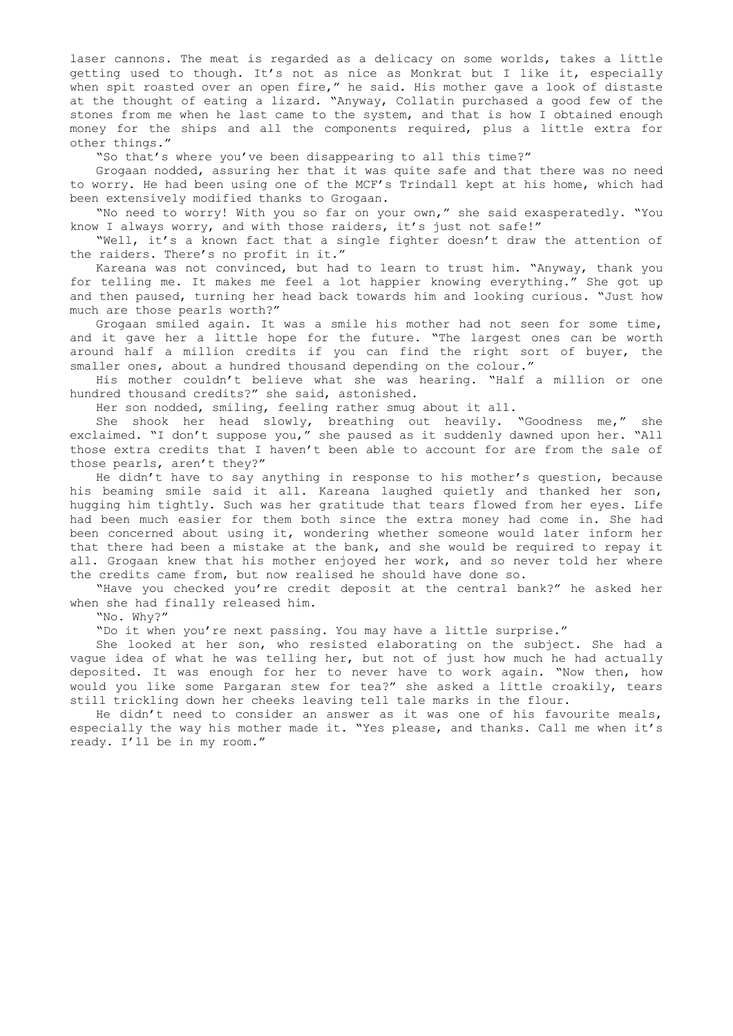laser cannons. The meat is regarded as a delicacy on some worlds, takes a little getting used to though. It's not as nice as Monkrat but I like it, especially when spit roasted over an open fire," he said. His mother gave a look of distaste at the thought of eating a lizard. "Anyway, Collatin purchased a good few of the stones from me when he last came to the system, and that is how I obtained enough money for the ships and all the components required, plus a little extra for other things."

"So that's where you've been disappearing to all this time?"

Grogaan nodded, assuring her that it was quite safe and that there was no need to worry. He had been using one of the MCF's Trindall kept at his home, which had been extensively modified thanks to Grogaan.

"No need to worry! With you so far on your own," she said exasperatedly. "You know I always worry, and with those raiders, it's just not safe!"

"Well, it's a known fact that a single fighter doesn't draw the attention of the raiders. There's no profit in it."

Kareana was not convinced, but had to learn to trust him. "Anyway, thank you for telling me. It makes me feel a lot happier knowing everything." She got up and then paused, turning her head back towards him and looking curious. "Just how much are those pearls worth?"

Grogaan smiled again. It was a smile his mother had not seen for some time, and it gave her a little hope for the future. "The largest ones can be worth around half a million credits if you can find the right sort of buyer, the smaller ones, about a hundred thousand depending on the colour."

His mother couldn't believe what she was hearing. "Half a million or one hundred thousand credits?" she said, astonished.

Her son nodded, smiling, feeling rather smug about it all.

She shook her head slowly, breathing out heavily. "Goodness me," she exclaimed. "I don't suppose you," she paused as it suddenly dawned upon her. "All those extra credits that I haven't been able to account for are from the sale of those pearls, aren't they?"

He didn't have to say anything in response to his mother's question, because his beaming smile said it all. Kareana laughed quietly and thanked her son, hugging him tightly. Such was her gratitude that tears flowed from her eyes. Life had been much easier for them both since the extra money had come in. She had been concerned about using it, wondering whether someone would later inform her that there had been a mistake at the bank, and she would be required to repay it all. Grogaan knew that his mother enjoyed her work, and so never told her where the credits came from, but now realised he should have done so.

"Have you checked you're credit deposit at the central bank?" he asked her when she had finally released him.

"No. Why?"

"Do it when you're next passing. You may have a little surprise."

She looked at her son, who resisted elaborating on the subject. She had a vague idea of what he was telling her, but not of just how much he had actually deposited. It was enough for her to never have to work again. "Now then, how would you like some Pargaran stew for tea?" she asked a little croakily, tears still trickling down her cheeks leaving tell tale marks in the flour.

He didn't need to consider an answer as it was one of his favourite meals, especially the way his mother made it. "Yes please, and thanks. Call me when it's ready. I'll be in my room."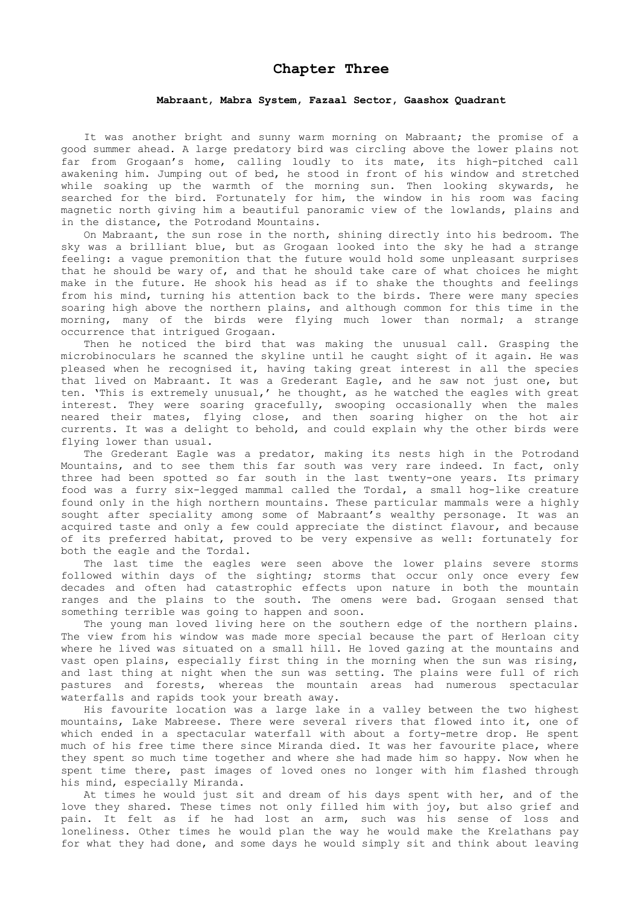## Chapter Three

**Mabraant, Mabra System, Fazaal Sector, Gaashox Quadrant**

It was another bright and sunny warm morning on Mabraant; the promise of a good summer ahead. A large predatory bird was circling above the lower plains not far from Grogaan's home, calling loudly to its mate, its high-pitched call awakening him. Jumping out of bed, he stood in front of his window and stretched while soaking up the warmth of the morning sun. Then looking skywards, he searched for the bird. Fortunately for him, the window in his room was facing magnetic north giving him a beautiful panoramic view of the lowlands, plains and in the distance, the Potrodand Mountains.

On Mabraant, the sun rose in the north, shining directly into his bedroom. The sky was a brilliant blue, but as Grogaan looked into the sky he had a strange feeling: a vague premonition that the future would hold some unpleasant surprises that he should be wary of, and that he should take care of what choices he might make in the future. He shook his head as if to shake the thoughts and feelings from his mind, turning his attention back to the birds. There were many species soaring high above the northern plains, and although common for this time in the morning, many of the birds were flying much lower than normal; a strange occurrence that intrigued Grogaan.

Then he noticed the bird that was making the unusual call. Grasping the microbinoculars he scanned the skyline until he caught sight of it again. He was pleased when he recognised it, having taking great interest in all the species that lived on Mabraant. It was a Grederant Eagle, and he saw not just one, but ten. 'This is extremely unusual,' he thought, as he watched the eagles with great interest. They were soaring gracefully, swooping occasionally when the males neared their mates, flying close, and then soaring higher on the hot air currents. It was a delight to behold, and could explain why the other birds were flying lower than usual.

The Grederant Eagle was a predator, making its nests high in the Potrodand Mountains, and to see them this far south was very rare indeed. In fact, only three had been spotted so far south in the last twenty-one years. Its primary food was a furry six-legged mammal called the Tordal, a small hog-like creature found only in the high northern mountains. These particular mammals were a highly sought after speciality among some of Mabraant's wealthy personage. It was an acquired taste and only a few could appreciate the distinct flavour, and because of its preferred habitat, proved to be very expensive as well: fortunately for both the eagle and the Tordal.

The last time the eagles were seen above the lower plains severe storms followed within days of the sighting; storms that occur only once every few decades and often had catastrophic effects upon nature in both the mountain ranges and the plains to the south. The omens were bad. Grogaan sensed that something terrible was going to happen and soon.

The young man loved living here on the southern edge of the northern plains. The view from his window was made more special because the part of Herloan city where he lived was situated on a small hill. He loved gazing at the mountains and vast open plains, especially first thing in the morning when the sun was rising, and last thing at night when the sun was setting. The plains were full of rich pastures and forests, whereas the mountain areas had numerous spectacular waterfalls and rapids took your breath away.

His favourite location was a large lake in a valley between the two highest mountains, Lake Mabreese. There were several rivers that flowed into it, one of which ended in a spectacular waterfall with about a forty-metre drop. He spent much of his free time there since Miranda died. It was her favourite place, where they spent so much time together and where she had made him so happy. Now when he spent time there, past images of loved ones no longer with him flashed through his mind, especially Miranda.

At times he would just sit and dream of his days spent with her, and of the love they shared. These times not only filled him with joy, but also grief and pain. It felt as if he had lost an arm, such was his sense of loss and loneliness. Other times he would plan the way he would make the Krelathans pay for what they had done, and some days he would simply sit and think about leaving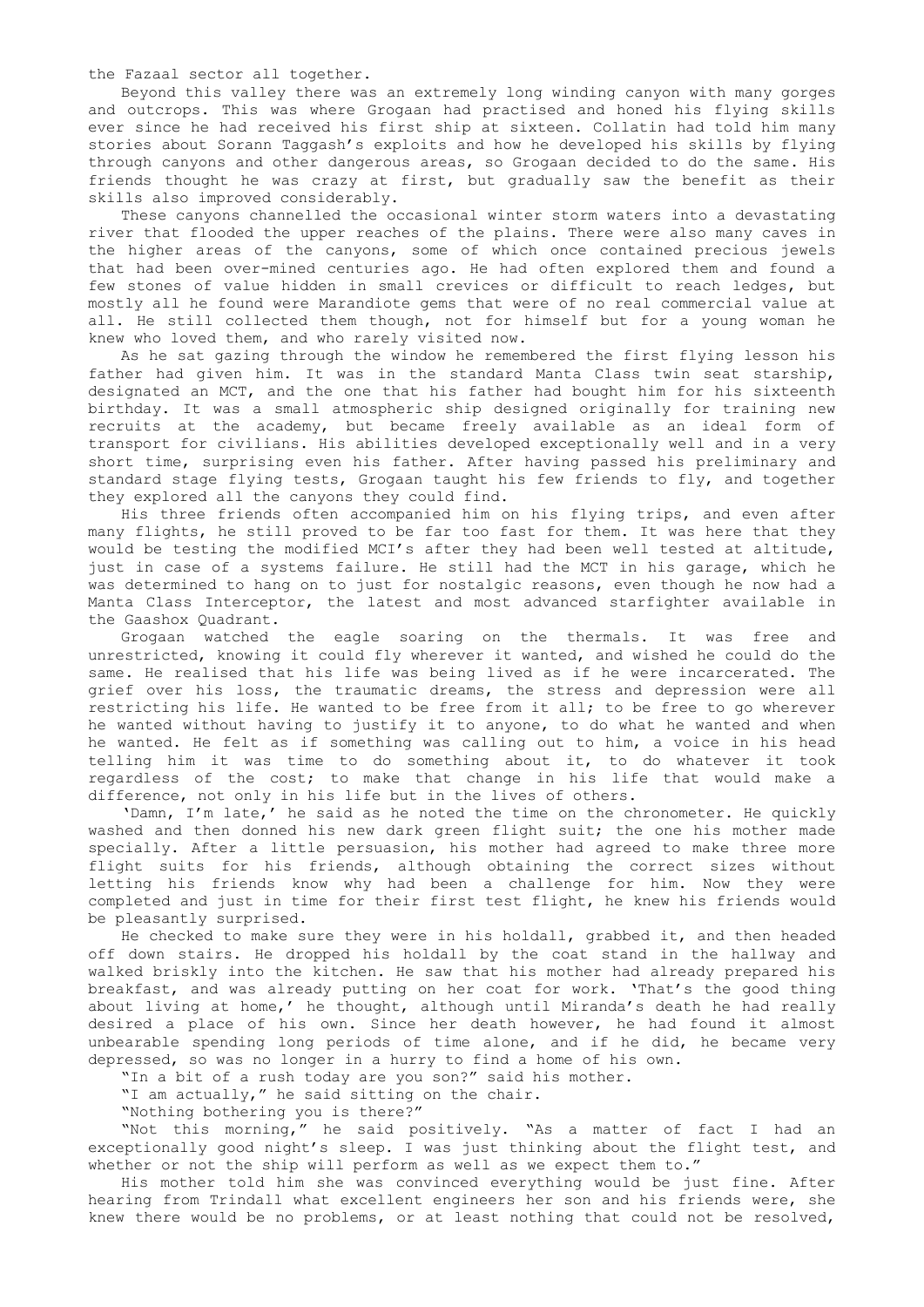the Fazaal sector all together.

Beyond this valley there was an extremely long winding canyon with many gorges and outcrops. This was where Grogaan had practised and honed his flying skills ever since he had received his first ship at sixteen. Collatin had told him many stories about Sorann Taggash's exploits and how he developed his skills by flying through canyons and other dangerous areas, so Grogaan decided to do the same. His friends thought he was crazy at first, but gradually saw the benefit as their skills also improved considerably.

These canyons channelled the occasional winter storm waters into a devastating river that flooded the upper reaches of the plains. There were also many caves in the higher areas of the canyons, some of which once contained precious jewels that had been over-mined centuries ago. He had often explored them and found a few stones of value hidden in small crevices or difficult to reach ledges, but mostly all he found were Marandiote gems that were of no real commercial value at all. He still collected them though, not for himself but for a young woman he knew who loved them, and who rarely visited now.

As he sat gazing through the window he remembered the first flying lesson his father had given him. It was in the standard Manta Class twin seat starship, designated an MCT, and the one that his father had bought him for his sixteenth birthday. It was a small atmospheric ship designed originally for training new recruits at the academy, but became freely available as an ideal form of transport for civilians. His abilities developed exceptionally well and in a very short time, surprising even his father. After having passed his preliminary and standard stage flying tests, Grogaan taught his few friends to fly, and together they explored all the canyons they could find.

His three friends often accompanied him on his flying trips, and even after many flights, he still proved to be far too fast for them. It was here that they would be testing the modified MCI's after they had been well tested at altitude, just in case of a systems failure. He still had the MCT in his garage, which he was determined to hang on to just for nostalgic reasons, even though he now had a Manta Class Interceptor, the latest and most advanced starfighter available in the Gaashox Quadrant.

Grogaan watched the eagle soaring on the thermals. It was free and unrestricted, knowing it could fly wherever it wanted, and wished he could do the same. He realised that his life was being lived as if he were incarcerated. The grief over his loss, the traumatic dreams, the stress and depression were all restricting his life. He wanted to be free from it all; to be free to go wherever he wanted without having to justify it to anyone, to do what he wanted and when he wanted. He felt as if something was calling out to him, a voice in his head telling him it was time to do something about it, to do whatever it took regardless of the cost; to make that change in his life that would make a difference, not only in his life but in the lives of others.

'Damn, I'm late,' he said as he noted the time on the chronometer. He quickly washed and then donned his new dark green flight suit; the one his mother made specially. After a little persuasion, his mother had agreed to make three more flight suits for his friends, although obtaining the correct sizes without letting his friends know why had been a challenge for him. Now they were completed and just in time for their first test flight, he knew his friends would be pleasantly surprised.

He checked to make sure they were in his holdall, grabbed it, and then headed off down stairs. He dropped his holdall by the coat stand in the hallway and walked briskly into the kitchen. He saw that his mother had already prepared his breakfast, and was already putting on her coat for work. 'That's the good thing about living at home,' he thought, although until Miranda's death he had really desired a place of his own. Since her death however, he had found it almost unbearable spending long periods of time alone, and if he did, he became very depressed, so was no longer in a hurry to find a home of his own.

"In a bit of a rush today are you son?" said his mother.

"I am actually," he said sitting on the chair.

"Nothing bothering you is there?"

"Not this morning," he said positively. "As a matter of fact I had an exceptionally good night's sleep. I was just thinking about the flight test, and whether or not the ship will perform as well as we expect them to."

His mother told him she was convinced everything would be just fine. After hearing from Trindall what excellent engineers her son and his friends were, she knew there would be no problems, or at least nothing that could not be resolved,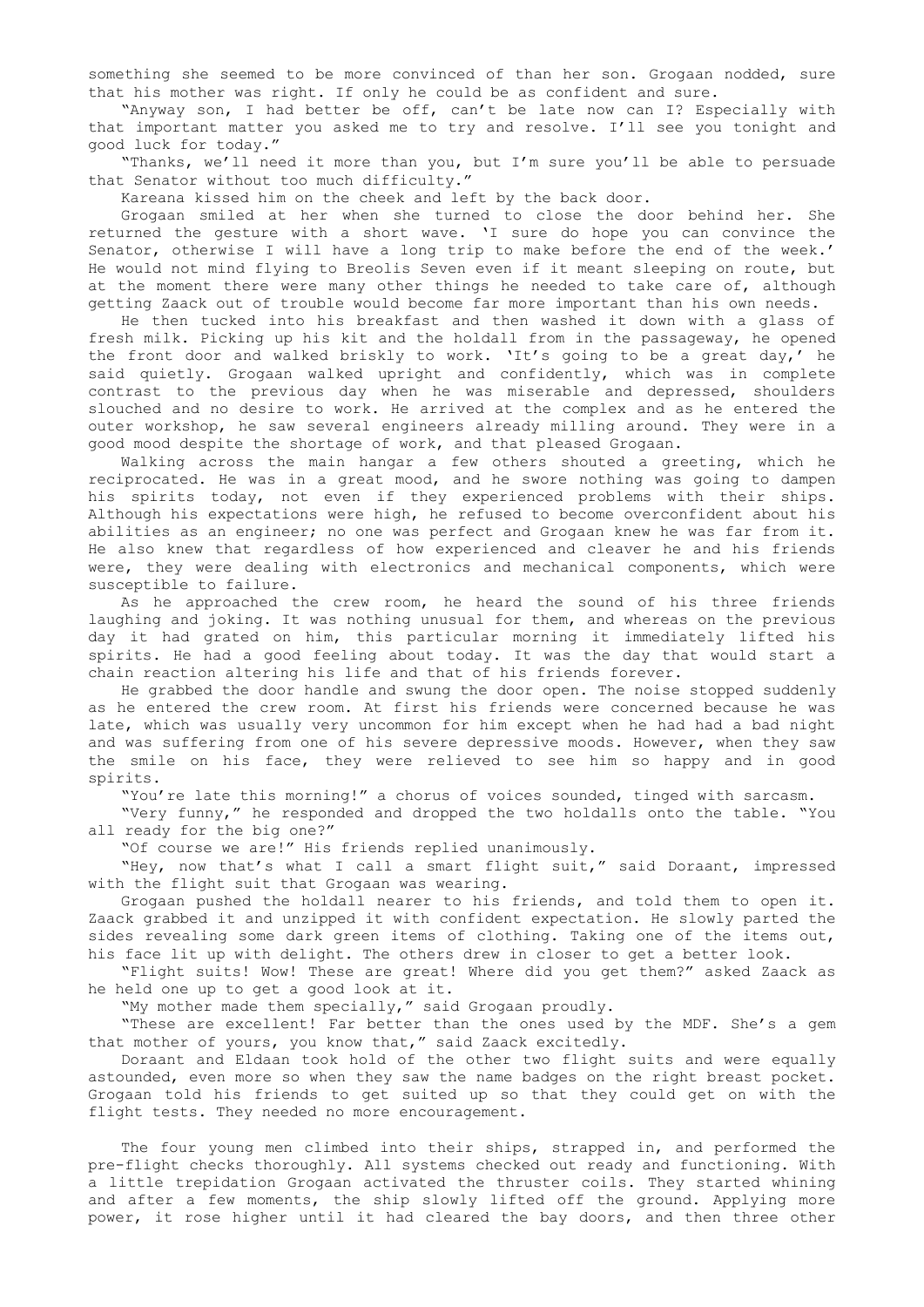something she seemed to be more convinced of than her son. Grogaan nodded, sure that his mother was right. If only he could be as confident and sure.

"Anyway son, I had better be off, can't be late now can I? Especially with that important matter you asked me to try and resolve. I'll see you tonight and good luck for today."

"Thanks, we'll need it more than you, but I'm sure you'll be able to persuade that Senator without too much difficulty."

Kareana kissed him on the cheek and left by the back door.

Grogaan smiled at her when she turned to close the door behind her. She returned the gesture with a short wave. 'I sure do hope you can convince the Senator, otherwise I will have a long trip to make before the end of the week.' He would not mind flying to Breolis Seven even if it meant sleeping on route, but at the moment there were many other things he needed to take care of, although getting Zaack out of trouble would become far more important than his own needs.

He then tucked into his breakfast and then washed it down with a glass of fresh milk. Picking up his kit and the holdall from in the passageway, he opened the front door and walked briskly to work. 'It's going to be a great day,' he said quietly. Grogaan walked upright and confidently, which was in complete contrast to the previous day when he was miserable and depressed, shoulders slouched and no desire to work. He arrived at the complex and as he entered the outer workshop, he saw several engineers already milling around. They were in a good mood despite the shortage of work, and that pleased Grogaan.

Walking across the main hangar a few others shouted a greeting, which he reciprocated. He was in a great mood, and he swore nothing was going to dampen his spirits today, not even if they experienced problems with their ships. Although his expectations were high, he refused to become overconfident about his abilities as an engineer; no one was perfect and Grogaan knew he was far from it. He also knew that regardless of how experienced and cleaver he and his friends were, they were dealing with electronics and mechanical components, which were susceptible to failure.

As he approached the crew room, he heard the sound of his three friends laughing and joking. It was nothing unusual for them, and whereas on the previous day it had grated on him, this particular morning it immediately lifted his spirits. He had a good feeling about today. It was the day that would start a chain reaction altering his life and that of his friends forever.

He grabbed the door handle and swung the door open. The noise stopped suddenly as he entered the crew room. At first his friends were concerned because he was late, which was usually very uncommon for him except when he had had a bad night and was suffering from one of his severe depressive moods. However, when they saw the smile on his face, they were relieved to see him so happy and in good spirits.

"You're late this morning!" a chorus of voices sounded, tinged with sarcasm.

"Very funny," he responded and dropped the two holdalls onto the table. "You all ready for the big one?"

"Of course we are!" His friends replied unanimously.

"Hey, now that's what I call a smart flight suit," said Doraant, impressed with the flight suit that Grogaan was wearing.

Grogaan pushed the holdall nearer to his friends, and told them to open it. Zaack grabbed it and unzipped it with confident expectation. He slowly parted the sides revealing some dark green items of clothing. Taking one of the items out, his face lit up with delight. The others drew in closer to get a better look.

"Flight suits! Wow! These are great! Where did you get them?" asked Zaack as he held one up to get a good look at it.

"My mother made them specially," said Grogaan proudly.

"These are excellent! Far better than the ones used by the MDF. She's a gem that mother of yours, you know that," said Zaack excitedly.

Doraant and Eldaan took hold of the other two flight suits and were equally astounded, even more so when they saw the name badges on the right breast pocket. Grogaan told his friends to get suited up so that they could get on with the flight tests. They needed no more encouragement.

The four young men climbed into their ships, strapped in, and performed the pre-flight checks thoroughly. All systems checked out ready and functioning. With a little trepidation Grogaan activated the thruster coils. They started whining and after a few moments, the ship slowly lifted off the ground. Applying more power, it rose higher until it had cleared the bay doors, and then three other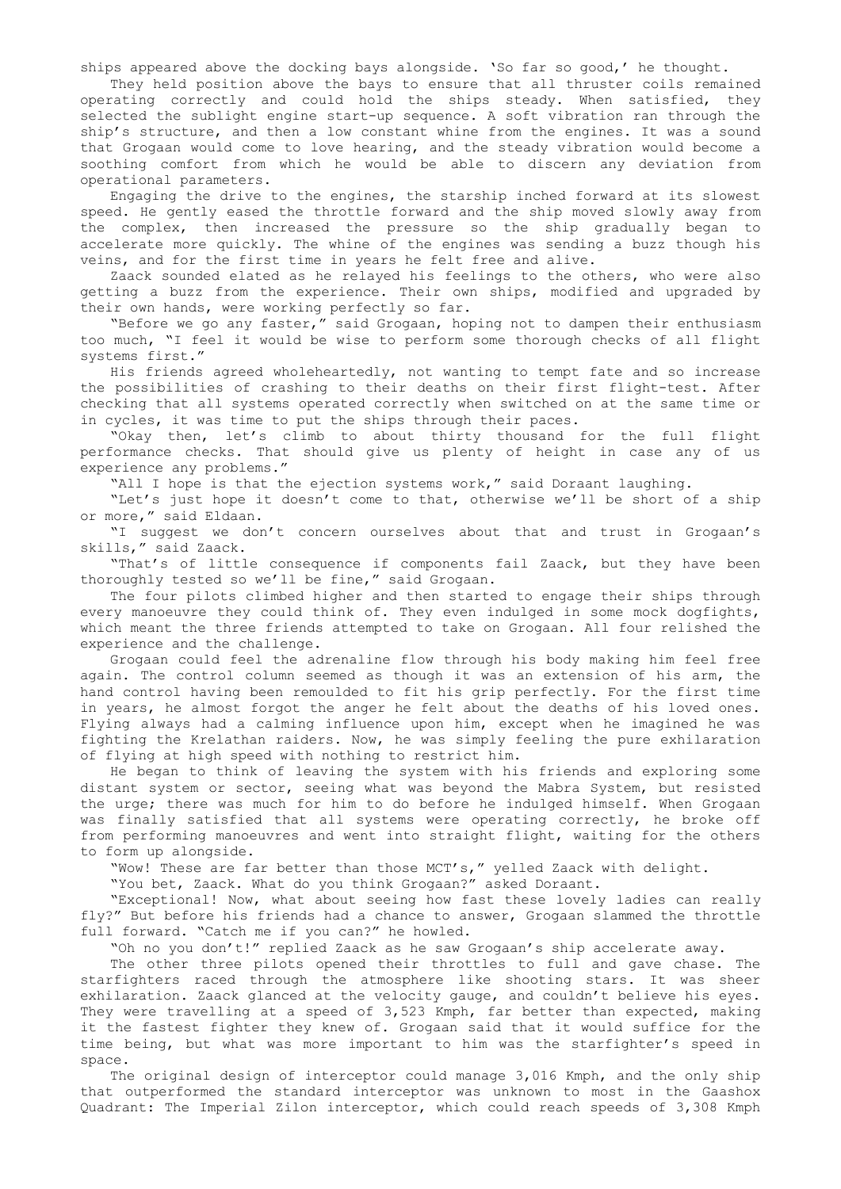ships appeared above the docking bays alongside. 'So far so good,' he thought.

They held position above the bays to ensure that all thruster coils remained operating correctly and could hold the ships steady. When satisfied, they selected the sublight engine start-up sequence. A soft vibration ran through the ship's structure, and then a low constant whine from the engines. It was a sound that Grogaan would come to love hearing, and the steady vibration would become a soothing comfort from which he would be able to discern any deviation from operational parameters.

Engaging the drive to the engines, the starship inched forward at its slowest speed. He gently eased the throttle forward and the ship moved slowly away from the complex, then increased the pressure so the ship gradually began to accelerate more quickly. The whine of the engines was sending a buzz though his veins, and for the first time in years he felt free and alive.

Zaack sounded elated as he relayed his feelings to the others, who were also getting a buzz from the experience. Their own ships, modified and upgraded by their own hands, were working perfectly so far.

"Before we go any faster," said Grogaan, hoping not to dampen their enthusiasm too much, "I feel it would be wise to perform some thorough checks of all flight systems first."

His friends agreed wholeheartedly, not wanting to tempt fate and so increase the possibilities of crashing to their deaths on their first flight-test. After checking that all systems operated correctly when switched on at the same time or in cycles, it was time to put the ships through their paces.

"Okay then, let's climb to about thirty thousand for the full flight performance checks. That should give us plenty of height in case any of us experience any problems."

"All I hope is that the ejection systems work," said Doraant laughing.

"Let's just hope it doesn't come to that, otherwise we'll be short of a ship or more," said Eldaan.

"I suggest we don't concern ourselves about that and trust in Grogaan's skills," said Zaack.

"That's of little consequence if components fail Zaack, but they have been thoroughly tested so we'll be fine," said Grogaan.

The four pilots climbed higher and then started to engage their ships through every manoeuvre they could think of. They even indulged in some mock dogfights, which meant the three friends attempted to take on Grogaan. All four relished the experience and the challenge.

Grogaan could feel the adrenaline flow through his body making him feel free again. The control column seemed as though it was an extension of his arm, the hand control having been remoulded to fit his grip perfectly. For the first time in years, he almost forgot the anger he felt about the deaths of his loved ones. Flying always had a calming influence upon him, except when he imagined he was fighting the Krelathan raiders. Now, he was simply feeling the pure exhilaration of flying at high speed with nothing to restrict him.

He began to think of leaving the system with his friends and exploring some distant system or sector, seeing what was beyond the Mabra System, but resisted the urge; there was much for him to do before he indulged himself. When Grogaan was finally satisfied that all systems were operating correctly, he broke off from performing manoeuvres and went into straight flight, waiting for the others to form up alongside.

"Wow! These are far better than those MCT's," yelled Zaack with delight.

"You bet, Zaack. What do you think Grogaan?" asked Doraant.

"Exceptional! Now, what about seeing how fast these lovely ladies can really fly?" But before his friends had a chance to answer, Grogaan slammed the throttle full forward. "Catch me if you can?" he howled.

"Oh no you don't!" replied Zaack as he saw Grogaan's ship accelerate away.

The other three pilots opened their throttles to full and gave chase. The starfighters raced through the atmosphere like shooting stars. It was sheer exhilaration. Zaack glanced at the velocity gauge, and couldn't believe his eyes. They were travelling at a speed of 3,523 Kmph, far better than expected, making it the fastest fighter they knew of. Grogaan said that it would suffice for the time being, but what was more important to him was the starfighter's speed in space.

The original design of interceptor could manage 3,016 Kmph, and the only ship that outperformed the standard interceptor was unknown to most in the Gaashox Quadrant: The Imperial Zilon interceptor, which could reach speeds of 3,308 Kmph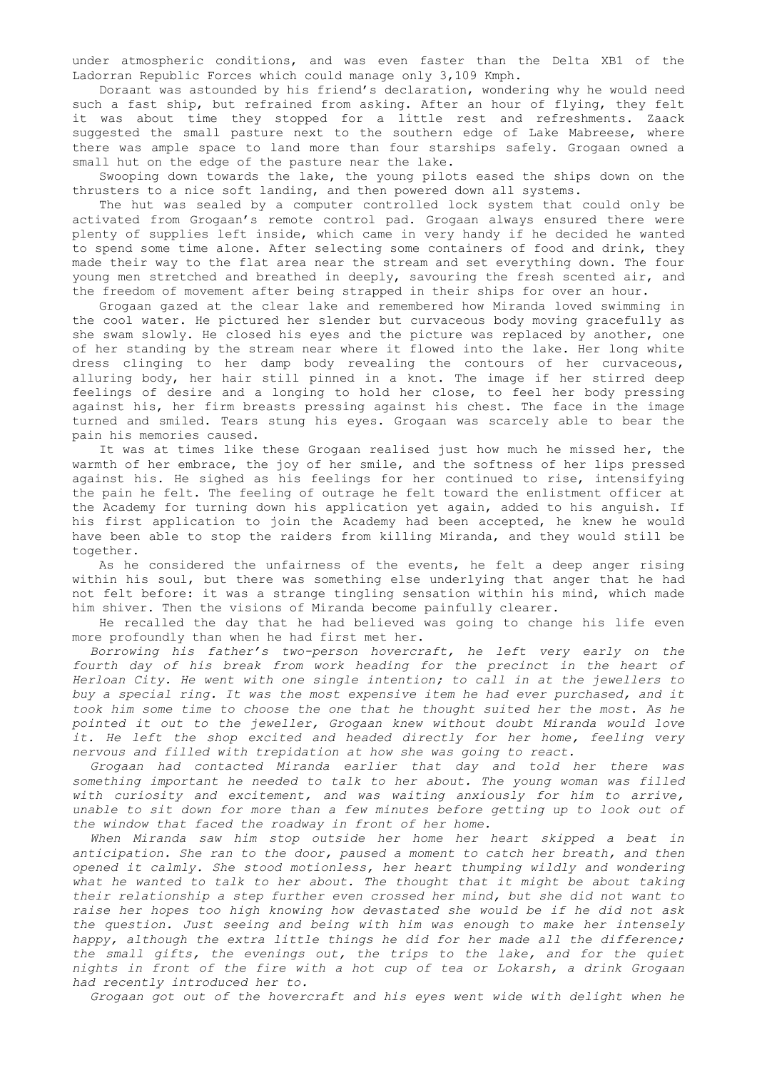under atmospheric conditions, and was even faster than the Delta XB1 of the Ladorran Republic Forces which could manage only 3,109 Kmph.

Doraant was astounded by his friend's declaration, wondering why he would need such a fast ship, but refrained from asking. After an hour of flying, they felt it was about time they stopped for a little rest and refreshments. Zaack suggested the small pasture next to the southern edge of Lake Mabreese, where there was ample space to land more than four starships safely. Grogaan owned a small hut on the edge of the pasture near the lake.

Swooping down towards the lake, the young pilots eased the ships down on the thrusters to a nice soft landing, and then powered down all systems.

The hut was sealed by a computer controlled lock system that could only be activated from Grogaan's remote control pad. Grogaan always ensured there were plenty of supplies left inside, which came in very handy if he decided he wanted to spend some time alone. After selecting some containers of food and drink, they made their way to the flat area near the stream and set everything down. The four young men stretched and breathed in deeply, savouring the fresh scented air, and the freedom of movement after being strapped in their ships for over an hour.

Grogaan gazed at the clear lake and remembered how Miranda loved swimming in the cool water. He pictured her slender but curvaceous body moving gracefully as she swam slowly. He closed his eyes and the picture was replaced by another, one of her standing by the stream near where it flowed into the lake. Her long white dress clinging to her damp body revealing the contours of her curvaceous, alluring body, her hair still pinned in a knot. The image if her stirred deep feelings of desire and a longing to hold her close, to feel her body pressing against his, her firm breasts pressing against his chest. The face in the image turned and smiled. Tears stung his eyes. Grogaan was scarcely able to bear the pain his memories caused.

It was at times like these Grogaan realised just how much he missed her, the warmth of her embrace, the joy of her smile, and the softness of her lips pressed against his. He sighed as his feelings for her continued to rise, intensifying the pain he felt. The feeling of outrage he felt toward the enlistment officer at the Academy for turning down his application yet again, added to his anguish. If his first application to join the Academy had been accepted, he knew he would have been able to stop the raiders from killing Miranda, and they would still be together.

As he considered the unfairness of the events, he felt a deep anger rising within his soul, but there was something else underlying that anger that he had not felt before: it was a strange tingling sensation within his mind, which made him shiver. Then the visions of Miranda become painfully clearer.

He recalled the day that he had believed was going to change his life even more profoundly than when he had first met her.

*Borrowing his father's two-person hovercraft, he left very early on the fourth day of his break from work heading for the precinct in the heart of Herloan City. He went with one single intention; to call in at the jewellers to buy a special ring. It was the most expensive item he had ever purchased, and it took him some time to choose the one that he thought suited her the most. As he pointed it out to the jeweller, Grogaan knew without doubt Miranda would love it. He left the shop excited and headed directly for her home, feeling very nervous and filled with trepidation at how she was going to react.*

*Grogaan had contacted Miranda earlier that day and told her there was something important he needed to talk to her about. The young woman was filled with curiosity and excitement, and was waiting anxiously for him to arrive, unable to sit down for more than a few minutes before getting up to look out of the window that faced the roadway in front of her home.*

*When Miranda saw him stop outside her home her heart skipped a beat in anticipation. She ran to the door, paused a moment to catch her breath, and then opened it calmly. She stood motionless, her heart thumping wildly and wondering what he wanted to talk to her about. The thought that it might be about taking their relationship a step further even crossed her mind, but she did not want to raise her hopes too high knowing how devastated she would be if he did not ask the question. Just seeing and being with him was enough to make her intensely happy, although the extra little things he did for her made all the difference; the small gifts, the evenings out, the trips to the lake, and for the quiet nights in front of the fire with a hot cup of tea or Lokarsh, a drink Grogaan had recently introduced her to.*

*Grogaan got out of the hovercraft and his eyes went wide with delight when he*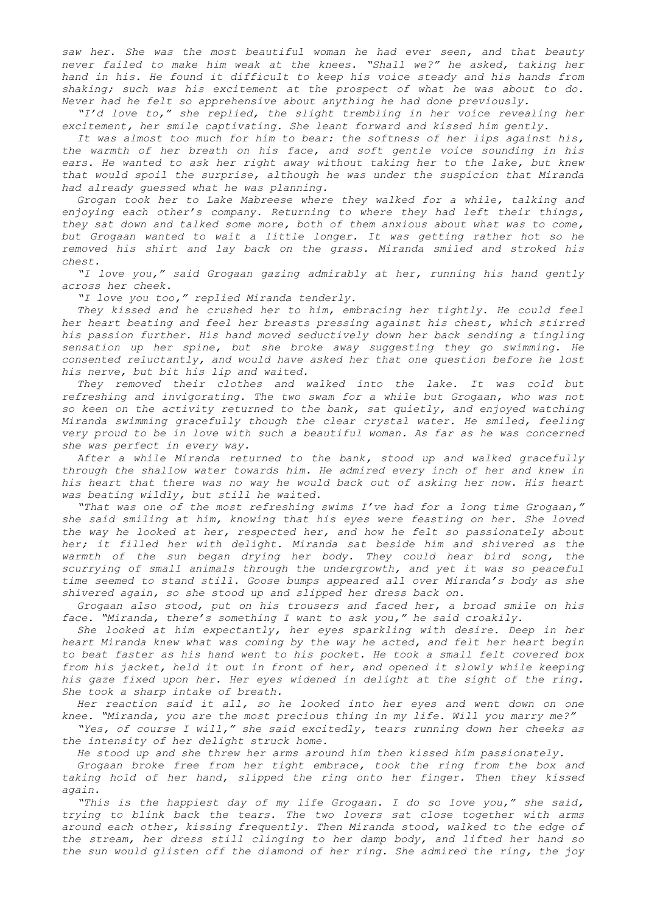*saw her. She was the most beautiful woman he had ever seen, and that beauty never failed to make him weak at the knees. "Shall we?" he asked, taking her hand in his. He found it difficult to keep his voice steady and his hands from shaking; such was his excitement at the prospect of what he was about to do. Never had he felt so apprehensive about anything he had done previously.*

*"I'd love to," she replied, the slight trembling in her voice revealing her excitement, her smile captivating. She leant forward and kissed him gently.*

*It was almost too much for him to bear: the softness of her lips against his, the warmth of her breath on his face, and soft gentle voice sounding in his ears. He wanted to ask her right away without taking her to the lake, but knew that would spoil the surprise, although he was under the suspicion that Miranda had already guessed what he was planning.*

*Grogan took her to Lake Mabreese where they walked for a while, talking and enjoying each other's company. Returning to where they had left their things, they sat down and talked some more, both of them anxious about what was to come, but Grogaan wanted to wait a little longer. It was getting rather hot so he removed his shirt and lay back on the grass. Miranda smiled and stroked his chest.*

*"I love you," said Grogaan gazing admirably at her, running his hand gently across her cheek.*

*"I love you too," replied Miranda tenderly.*

*They kissed and he crushed her to him, embracing her tightly. He could feel her heart beating and feel her breasts pressing against his chest, which stirred his passion further. His hand moved seductively down her back sending a tingling sensation up her spine, but she broke away suggesting they go swimming. He consented reluctantly, and would have asked her that one question before he lost his nerve, but bit his lip and waited.*

*They removed their clothes and walked into the lake. It was cold but refreshing and invigorating. The two swam for a while but Grogaan, who was not so keen on the activity returned to the bank, sat quietly, and enjoyed watching Miranda swimming gracefully though the clear crystal water. He smiled, feeling very proud to be in love with such a beautiful woman. As far as he was concerned she was perfect in every way.*

*After a while Miranda returned to the bank, stood up and walked gracefully through the shallow water towards him. He admired every inch of her and knew in his heart that there was no way he would back out of asking her now. His heart was beating wildly, but still he waited.*

*"That was one of the most refreshing swims I've had for a long time Grogaan," she said smiling at him, knowing that his eyes were feasting on her. She loved the way he looked at her, respected her, and how he felt so passionately about her; it filled her with delight. Miranda sat beside him and shivered as the warmth of the sun began drying her body. They could hear bird song, the scurrying of small animals through the undergrowth, and yet it was so peaceful time seemed to stand still. Goose bumps appeared all over Miranda's body as she shivered again, so she stood up and slipped her dress back on.*

*Grogaan also stood, put on his trousers and faced her, a broad smile on his face. "Miranda, there's something I want to ask you," he said croakily.*

*She looked at him expectantly, her eyes sparkling with desire. Deep in her heart Miranda knew what was coming by the way he acted, and felt her heart begin to beat faster as his hand went to his pocket. He took a small felt covered box from his jacket, held it out in front of her, and opened it slowly while keeping his gaze fixed upon her. Her eyes widened in delight at the sight of the ring. She took a sharp intake of breath.*

*Her reaction said it all, so he looked into her eyes and went down on one knee. "Miranda, you are the most precious thing in my life. Will you marry me?"*

*"Yes, of course I will," she said excitedly, tears running down her cheeks as the intensity of her delight struck home.*

*He stood up and she threw her arms around him then kissed him passionately.*

*Grogaan broke free from her tight embrace, took the ring from the box and taking hold of her hand, slipped the ring onto her finger. Then they kissed again.*

*"This is the happiest day of my life Grogaan. I do so love you," she said, trying to blink back the tears. The two lovers sat close together with arms around each other, kissing frequently. Then Miranda stood, walked to the edge of the stream, her dress still clinging to her damp body, and lifted her hand so the sun would glisten off the diamond of her ring. She admired the ring, the joy*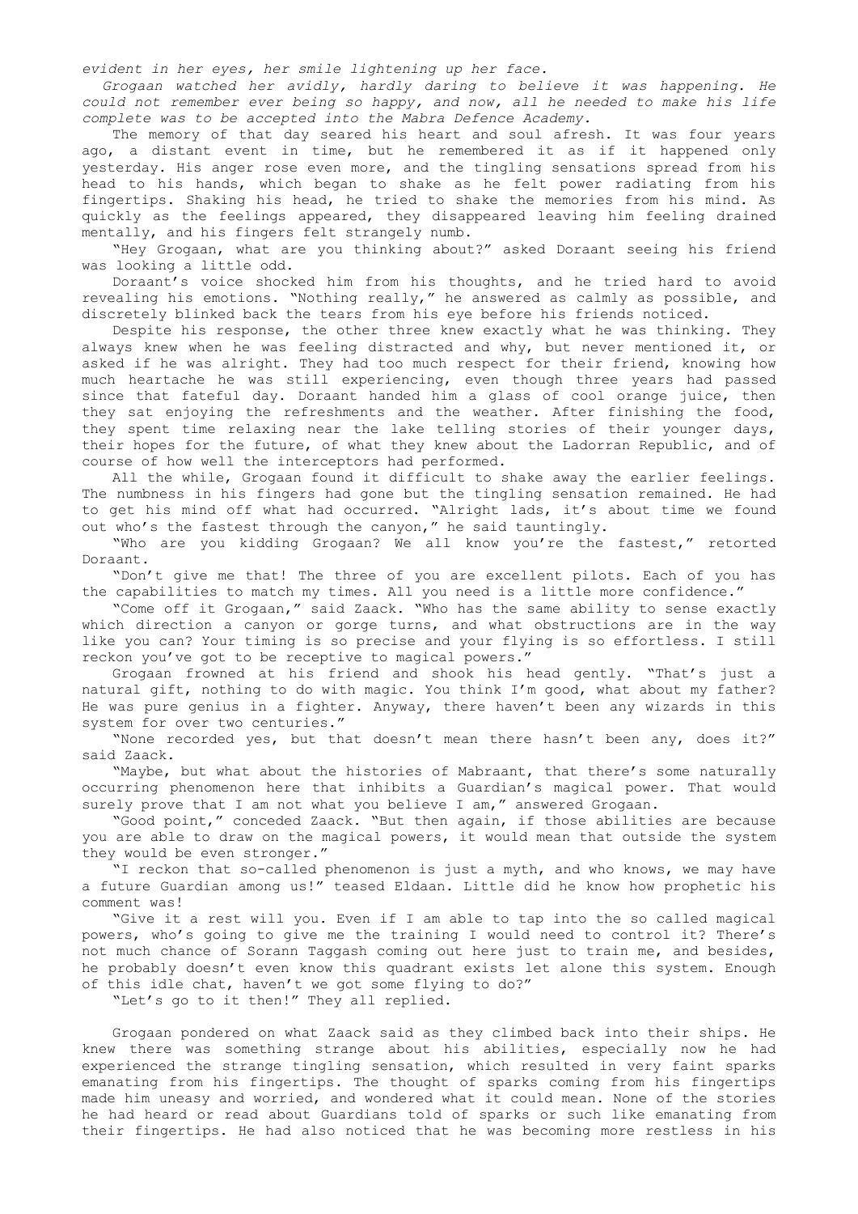*evident in her eyes, her smile lightening up her face.*

*Grogaan watched her avidly, hardly daring to believe it was happening. He could not remember ever being so happy, and now, all he needed to make his life complete was to be accepted into the Mabra Defence Academy.*

The memory of that day seared his heart and soul afresh. It was four years ago, a distant event in time, but he remembered it as if it happened only yesterday. His anger rose even more, and the tingling sensations spread from his head to his hands, which began to shake as he felt power radiating from his fingertips. Shaking his head, he tried to shake the memories from his mind. As quickly as the feelings appeared, they disappeared leaving him feeling drained mentally, and his fingers felt strangely numb.

"Hey Grogaan, what are you thinking about?" asked Doraant seeing his friend was looking a little odd.

Doraant's voice shocked him from his thoughts, and he tried hard to avoid revealing his emotions. "Nothing really," he answered as calmly as possible, and discretely blinked back the tears from his eye before his friends noticed.

Despite his response, the other three knew exactly what he was thinking. They always knew when he was feeling distracted and why, but never mentioned it, or asked if he was alright. They had too much respect for their friend, knowing how much heartache he was still experiencing, even though three years had passed since that fateful day. Doraant handed him a glass of cool orange juice, then they sat enjoying the refreshments and the weather. After finishing the food, they spent time relaxing near the lake telling stories of their younger days, their hopes for the future, of what they knew about the Ladorran Republic, and of course of how well the interceptors had performed.

All the while, Grogaan found it difficult to shake away the earlier feelings. The numbness in his fingers had gone but the tingling sensation remained. He had to get his mind off what had occurred. "Alright lads, it's about time we found out who's the fastest through the canyon," he said tauntingly.

"Who are you kidding Grogaan? We all know you're the fastest," retorted Doraant.

"Don't give me that! The three of you are excellent pilots. Each of you has the capabilities to match my times. All you need is a little more confidence."

"Come off it Grogaan," said Zaack. "Who has the same ability to sense exactly which direction a canyon or gorge turns, and what obstructions are in the way like you can? Your timing is so precise and your flying is so effortless. I still reckon you've got to be receptive to magical powers."

Grogaan frowned at his friend and shook his head gently. "That's just a natural gift, nothing to do with magic. You think I'm good, what about my father? He was pure genius in a fighter. Anyway, there haven't been any wizards in this system for over two centuries."

"None recorded yes, but that doesn't mean there hasn't been any, does it?" said Zaack.

"Maybe, but what about the histories of Mabraant, that there's some naturally occurring phenomenon here that inhibits a Guardian's magical power. That would surely prove that I am not what you believe I am," answered Grogaan.

"Good point," conceded Zaack. "But then again, if those abilities are because you are able to draw on the magical powers, it would mean that outside the system they would be even stronger."

"I reckon that so-called phenomenon is just a myth, and who knows, we may have a future Guardian among us!" teased Eldaan. Little did he know how prophetic his comment was!

"Give it a rest will you. Even if I am able to tap into the so called magical powers, who's going to give me the training I would need to control it? There's not much chance of Sorann Taggash coming out here just to train me, and besides, he probably doesn't even know this quadrant exists let alone this system. Enough of this idle chat, haven't we got some flying to do?"

"Let's go to it then!" They all replied.

Grogaan pondered on what Zaack said as they climbed back into their ships. He knew there was something strange about his abilities, especially now he had experienced the strange tingling sensation, which resulted in very faint sparks emanating from his fingertips. The thought of sparks coming from his fingertips made him uneasy and worried, and wondered what it could mean. None of the stories he had heard or read about Guardians told of sparks or such like emanating from their fingertips. He had also noticed that he was becoming more restless in his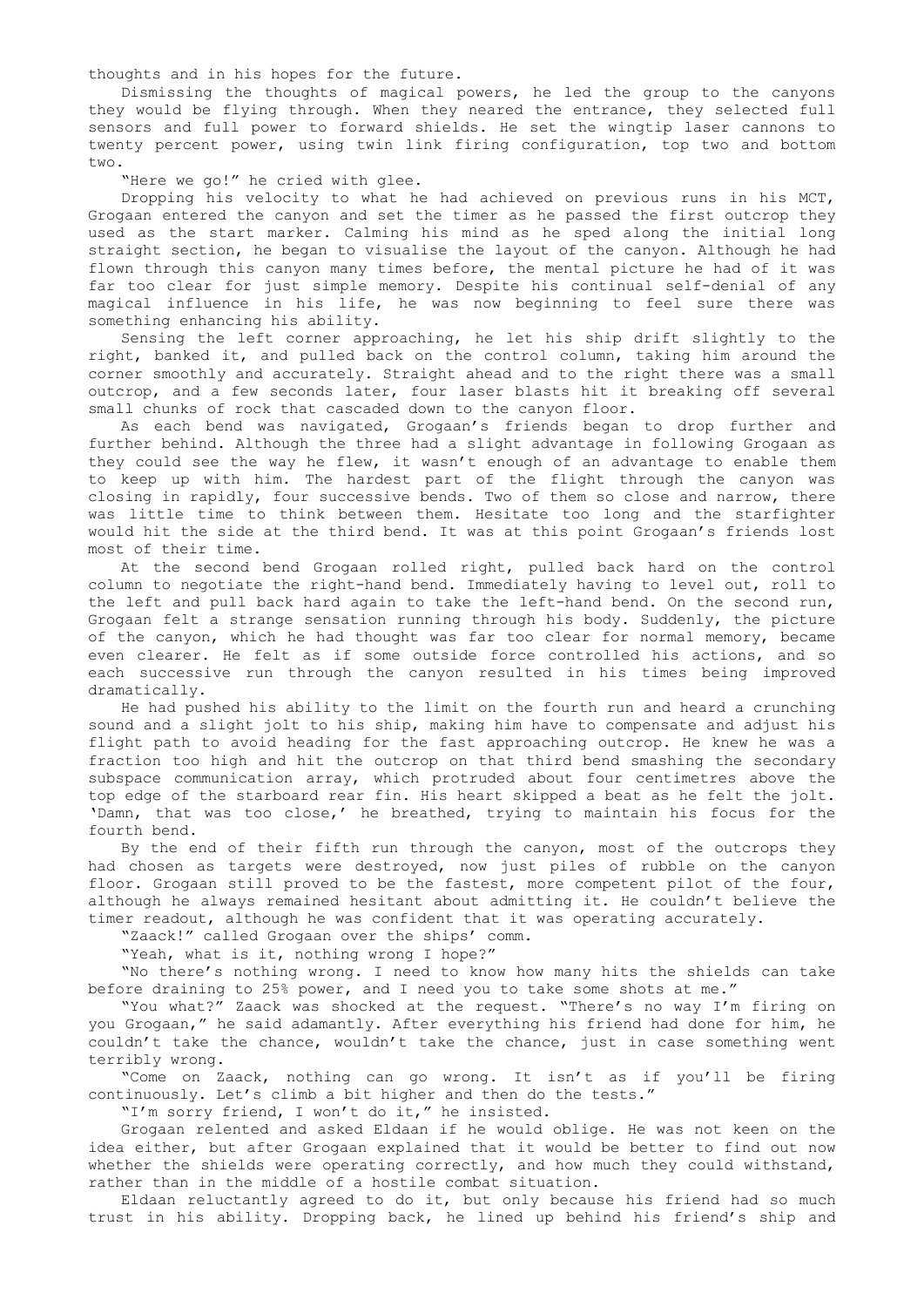thoughts and in his hopes for the future.

Dismissing the thoughts of magical powers, he led the group to the canyons they would be flying through. When they neared the entrance, they selected full sensors and full power to forward shields. He set the wingtip laser cannons to twenty percent power, using twin link firing configuration, top two and bottom two.

"Here we go!" he cried with glee.

Dropping his velocity to what he had achieved on previous runs in his MCT, Grogaan entered the canyon and set the timer as he passed the first outcrop they used as the start marker. Calming his mind as he sped along the initial long straight section, he began to visualise the layout of the canyon. Although he had flown through this canyon many times before, the mental picture he had of it was far too clear for just simple memory. Despite his continual self-denial of any magical influence in his life, he was now beginning to feel sure there was something enhancing his ability.

Sensing the left corner approaching, he let his ship drift slightly to the right, banked it, and pulled back on the control column, taking him around the corner smoothly and accurately. Straight ahead and to the right there was a small outcrop, and a few seconds later, four laser blasts hit it breaking off several small chunks of rock that cascaded down to the canyon floor.

As each bend was navigated, Grogaan's friends began to drop further and further behind. Although the three had a slight advantage in following Grogaan as they could see the way he flew, it wasn't enough of an advantage to enable them to keep up with him. The hardest part of the flight through the canyon was closing in rapidly, four successive bends. Two of them so close and narrow, there was little time to think between them. Hesitate too long and the starfighter would hit the side at the third bend. It was at this point Grogaan's friends lost most of their time.

At the second bend Grogaan rolled right, pulled back hard on the control column to negotiate the right-hand bend. Immediately having to level out, roll to the left and pull back hard again to take the left-hand bend. On the second run, Grogaan felt a strange sensation running through his body. Suddenly, the picture of the canyon, which he had thought was far too clear for normal memory, became even clearer. He felt as if some outside force controlled his actions, and so each successive run through the canyon resulted in his times being improved dramatically.

He had pushed his ability to the limit on the fourth run and heard a crunching sound and a slight jolt to his ship, making him have to compensate and adjust his flight path to avoid heading for the fast approaching outcrop. He knew he was a fraction too high and hit the outcrop on that third bend smashing the secondary subspace communication array, which protruded about four centimetres above the top edge of the starboard rear fin. His heart skipped a beat as he felt the jolt. 'Damn, that was too close,' he breathed, trying to maintain his focus for the fourth bend.

By the end of their fifth run through the canyon, most of the outcrops they had chosen as targets were destroyed, now just piles of rubble on the canyon floor. Grogaan still proved to be the fastest, more competent pilot of the four, although he always remained hesitant about admitting it. He couldn't believe the timer readout, although he was confident that it was operating accurately.

"Zaack!" called Grogaan over the ships' comm.

"Yeah, what is it, nothing wrong I hope?"

"No there's nothing wrong. I need to know how many hits the shields can take before draining to 25% power, and I need you to take some shots at me."

"You what?" Zaack was shocked at the request. "There's no way I'm firing on you Grogaan," he said adamantly. After everything his friend had done for him, he couldn't take the chance, wouldn't take the chance, just in case something went terribly wrong.

"Come on Zaack, nothing can go wrong. It isn't as if you'll be firing continuously. Let's climb a bit higher and then do the tests."

"I'm sorry friend, I won't do it," he insisted.

Grogaan relented and asked Eldaan if he would oblige. He was not keen on the idea either, but after Grogaan explained that it would be better to find out now whether the shields were operating correctly, and how much they could withstand, rather than in the middle of a hostile combat situation.

Eldaan reluctantly agreed to do it, but only because his friend had so much trust in his ability. Dropping back, he lined up behind his friend's ship and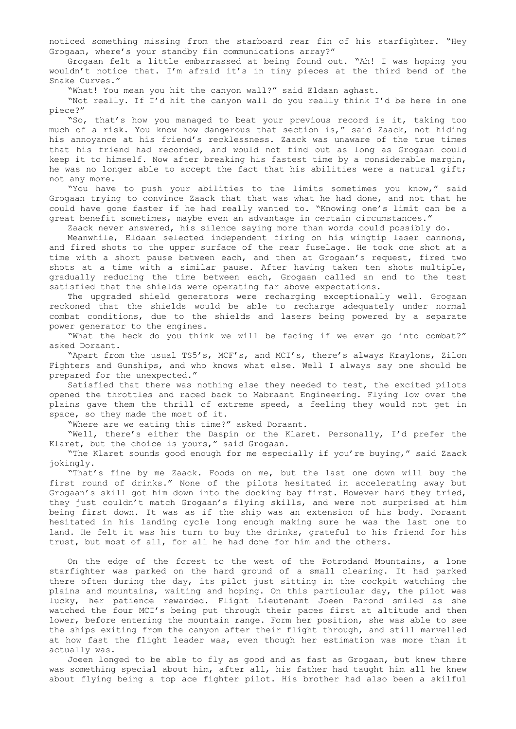noticed something missing from the starboard rear fin of his starfighter. "Hey Grogaan, where's your standby fin communications array?"

Grogaan felt a little embarrassed at being found out. "Ah! I was hoping you wouldn't notice that. I'm afraid it's in tiny pieces at the third bend of the Snake Curves."

"What! You mean you hit the canyon wall?" said Eldaan aghast.

"Not really. If I'd hit the canyon wall do you really think I'd be here in one piece?"

"So, that's how you managed to beat your previous record is it, taking too much of a risk. You know how dangerous that section is," said Zaack, not hiding his annoyance at his friend's recklessness. Zaack was unaware of the true times that his friend had recorded, and would not find out as long as Grogaan could keep it to himself. Now after breaking his fastest time by a considerable margin, he was no longer able to accept the fact that his abilities were a natural gift; not any more.

"You have to push your abilities to the limits sometimes you know," said Grogaan trying to convince Zaack that that was what he had done, and not that he could have gone faster if he had really wanted to. "Knowing one's limit can be a great benefit sometimes, maybe even an advantage in certain circumstances."

Zaack never answered, his silence saying more than words could possibly do.

Meanwhile, Eldaan selected independent firing on his wingtip laser cannons, and fired shots to the upper surface of the rear fuselage. He took one shot at a time with a short pause between each, and then at Grogaan's request, fired two shots at a time with a similar pause. After having taken ten shots multiple, gradually reducing the time between each, Grogaan called an end to the test satisfied that the shields were operating far above expectations.

The upgraded shield generators were recharging exceptionally well. Grogaan reckoned that the shields would be able to recharge adequately under normal combat conditions, due to the shields and lasers being powered by a separate power generator to the engines.

"What the heck do you think we will be facing if we ever go into combat?" asked Doraant.

"Apart from the usual TS5's, MCF's, and MCI's, there's always Kraylons, Zilon Fighters and Gunships, and who knows what else. Well I always say one should be prepared for the unexpected."

Satisfied that there was nothing else they needed to test, the excited pilots opened the throttles and raced back to Mabraant Engineering. Flying low over the plains gave them the thrill of extreme speed, a feeling they would not get in space, so they made the most of it.

"Where are we eating this time?" asked Doraant.

"Well, there's either the Daspin or the Klaret. Personally, I'd prefer the Klaret, but the choice is yours," said Grogaan.

"The Klaret sounds good enough for me especially if you're buying," said Zaack jokingly.

"That's fine by me Zaack. Foods on me, but the last one down will buy the first round of drinks." None of the pilots hesitated in accelerating away but Grogaan's skill got him down into the docking bay first. However hard they tried, they just couldn't match Grogaan's flying skills, and were not surprised at him being first down. It was as if the ship was an extension of his body. Doraant hesitated in his landing cycle long enough making sure he was the last one to land. He felt it was his turn to buy the drinks, grateful to his friend for his trust, but most of all, for all he had done for him and the others.

On the edge of the forest to the west of the Potrodand Mountains, a lone starfighter was parked on the hard ground of a small clearing. It had parked there often during the day, its pilot just sitting in the cockpit watching the plains and mountains, waiting and hoping. On this particular day, the pilot was lucky, her patience rewarded. Flight Lieutenant Joeen Parond smiled as she watched the four MCI's being put through their paces first at altitude and then lower, before entering the mountain range. Form her position, she was able to see the ships exiting from the canyon after their flight through, and still marvelled at how fast the flight leader was, even though her estimation was more than it actually was.

Joeen longed to be able to fly as good and as fast as Grogaan, but knew there was something special about him, after all, his father had taught him all he knew about flying being a top ace fighter pilot. His brother had also been a skilful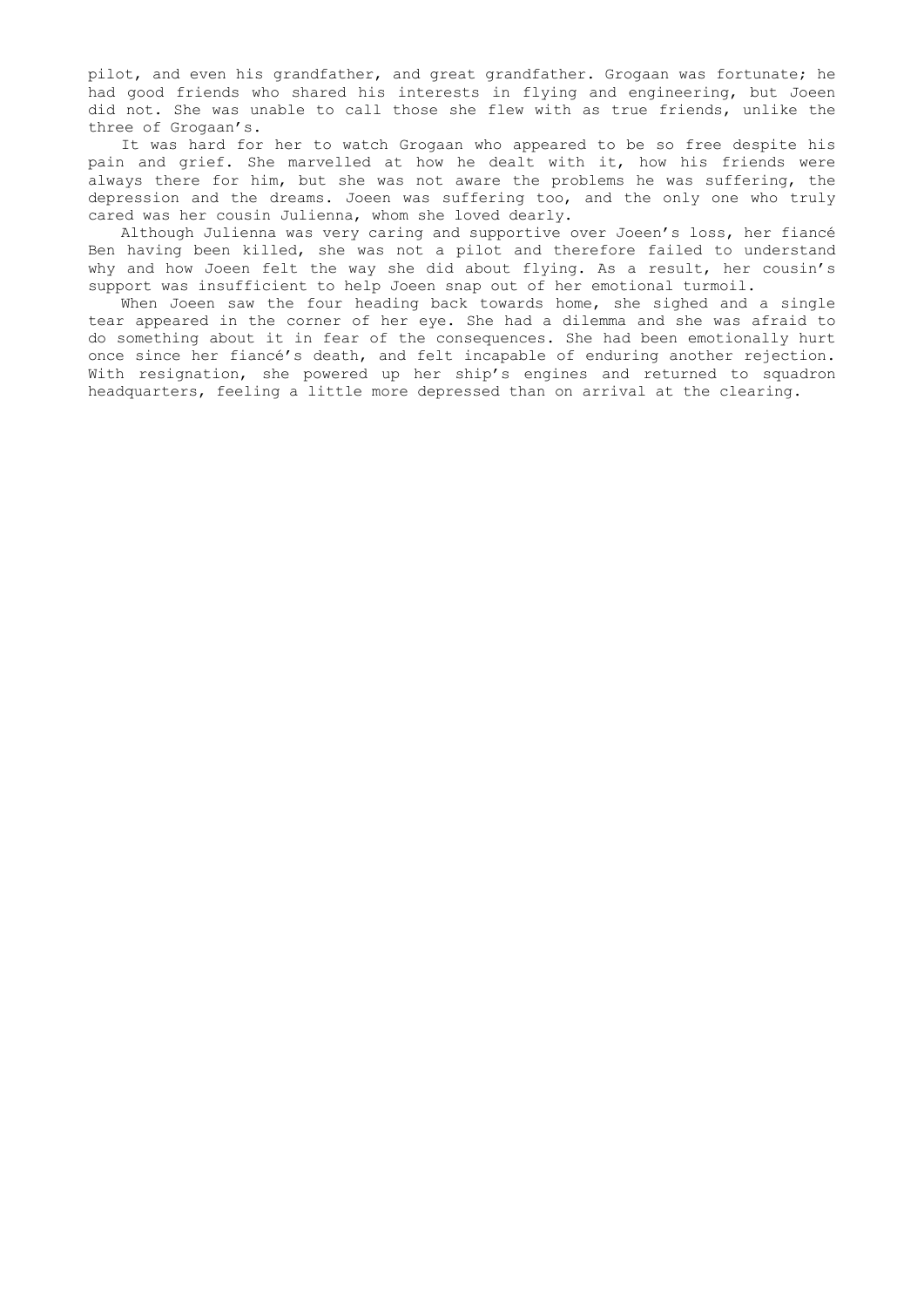pilot, and even his grandfather, and great grandfather. Grogaan was fortunate; he had good friends who shared his interests in flying and engineering, but Joeen did not. She was unable to call those she flew with as true friends, unlike the three of Grogaan's.

It was hard for her to watch Grogaan who appeared to be so free despite his pain and grief. She marvelled at how he dealt with it, how his friends were always there for him, but she was not aware the problems he was suffering, the depression and the dreams. Joeen was suffering too, and the only one who truly cared was her cousin Julienna, whom she loved dearly.

Although Julienna was very caring and supportive over Joeen's loss, her fiancé Ben having been killed, she was not a pilot and therefore failed to understand why and how Joeen felt the way she did about flying. As a result, her cousin's support was insufficient to help Joeen snap out of her emotional turmoil.

When Joeen saw the four heading back towards home, she sighed and a single tear appeared in the corner of her eye. She had a dilemma and she was afraid to do something about it in fear of the consequences. She had been emotionally hurt once since her fiancé's death, and felt incapable of enduring another rejection. With resignation, she powered up her ship's engines and returned to squadron headquarters, feeling a little more depressed than on arrival at the clearing.